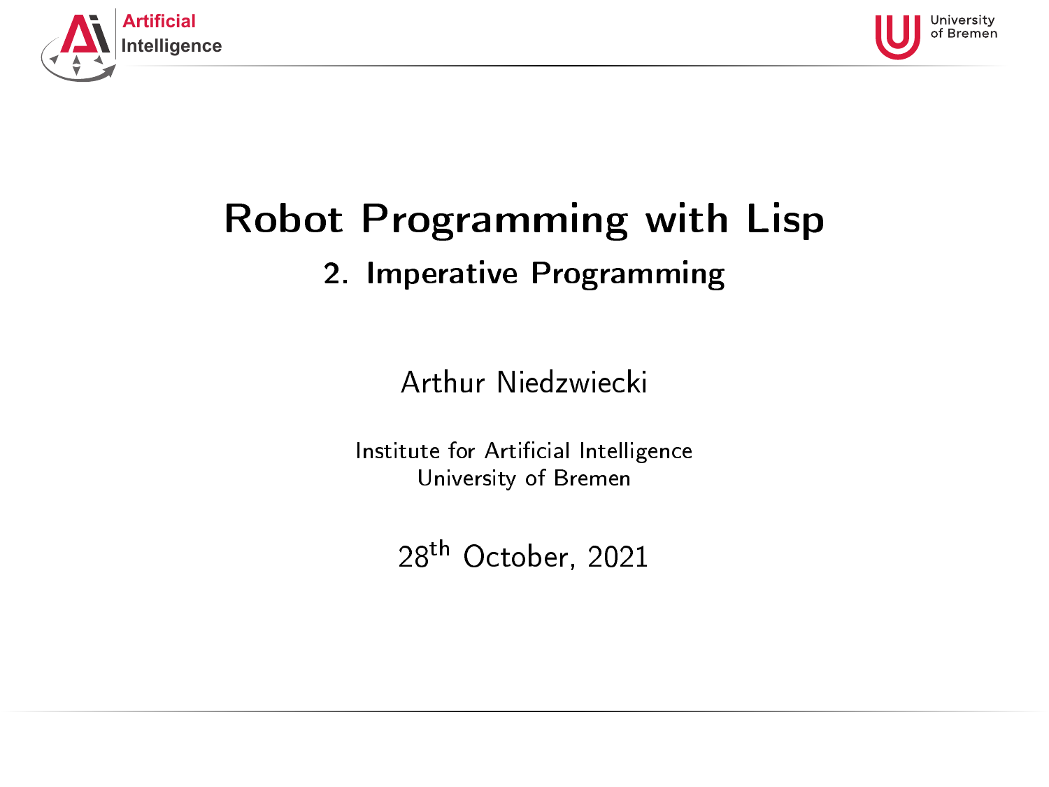# Robot Programming with Lisp

## 2. Imperative Programming

Arthur Niedzwiecki

Institute for Artificial Intelligence
University of Bremen

28th October, 2021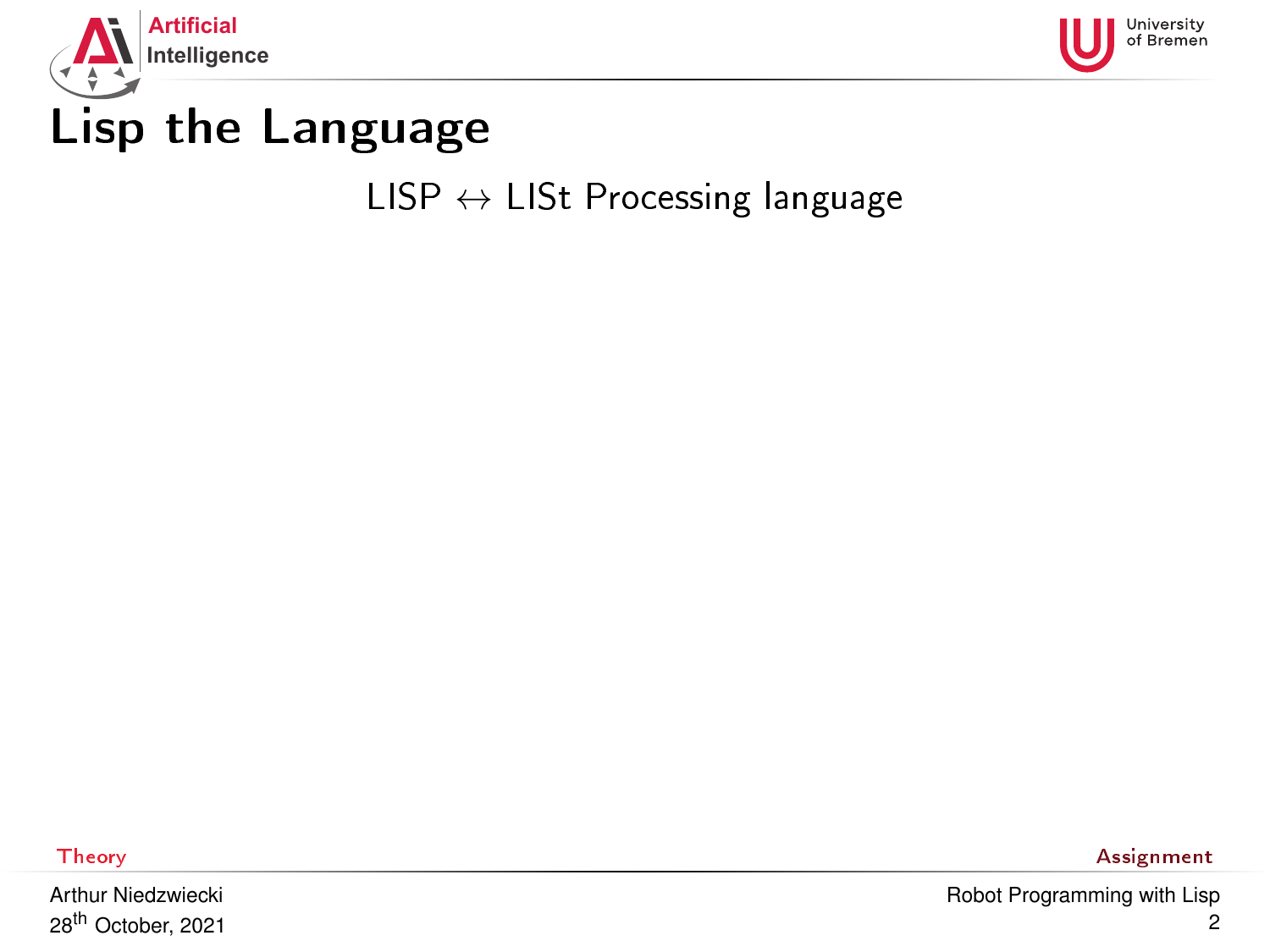# Lisp the Language

LISP $\leftrightarrow$ LISt Processing language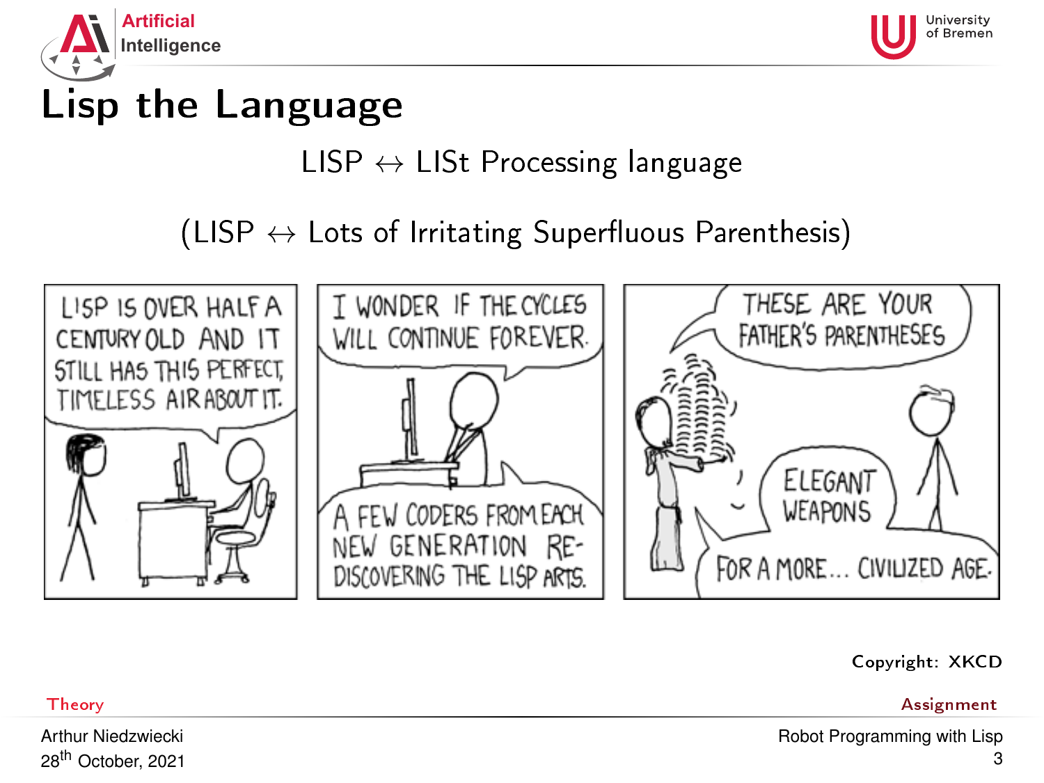# Lisp the Language

LISP $\leftrightarrow$ LISt Processing language

(LISP $\leftrightarrow$ Lots of Irritating Superfluous Parenthesis)

Copyright: XKCD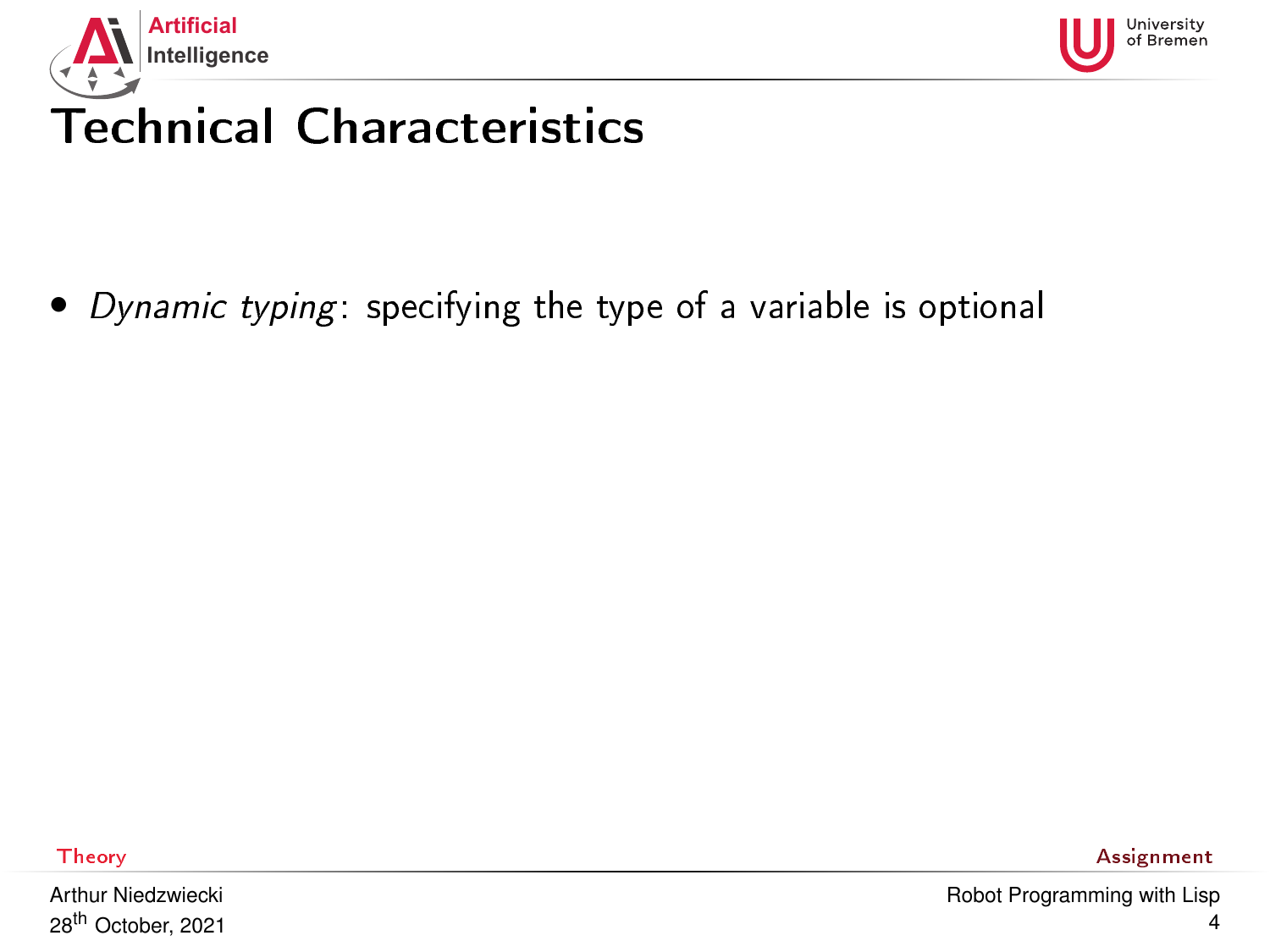# Technical Characteristics

- *Dynamic typing*: specifying the type of a variable is optional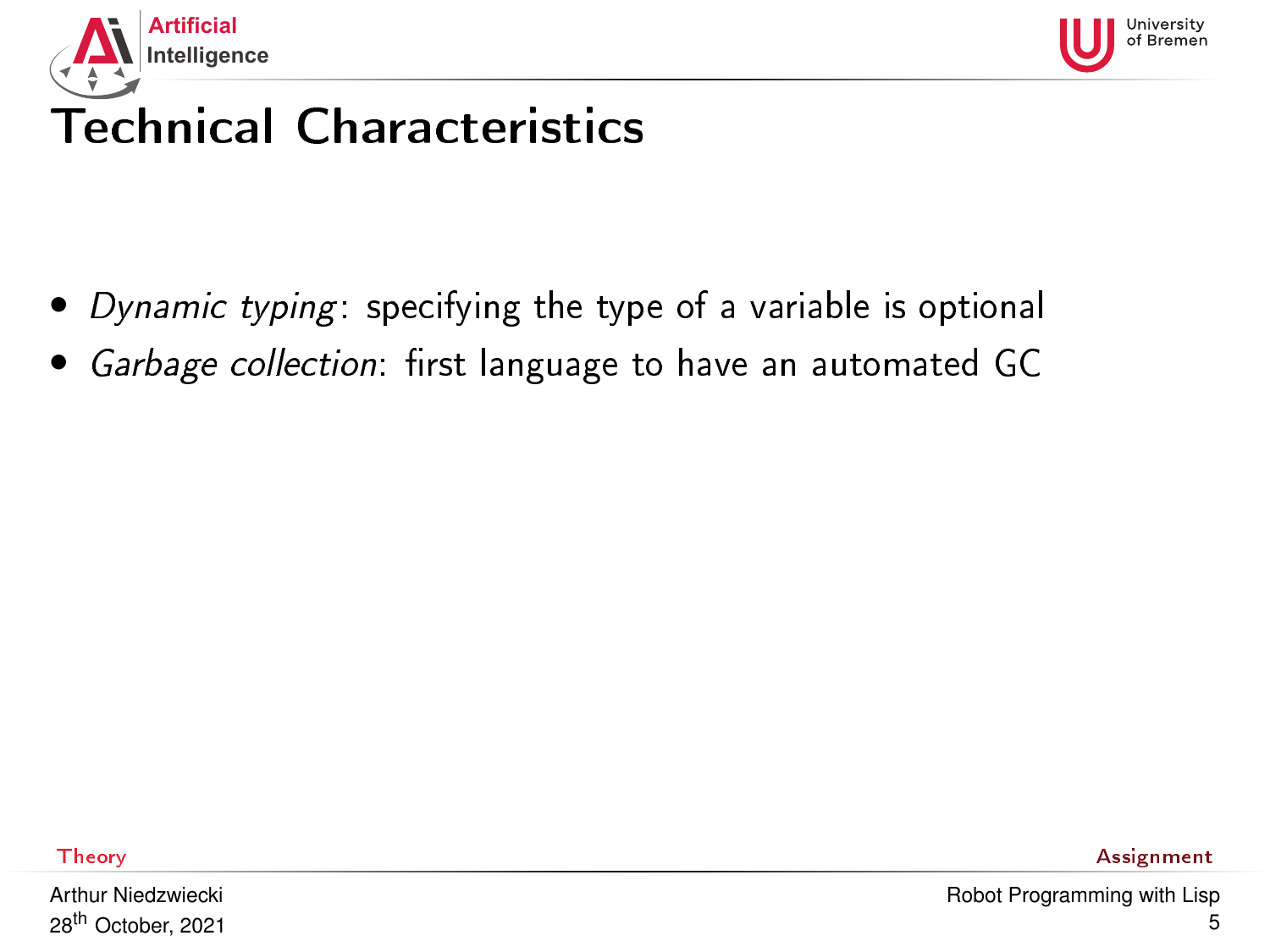# Technical Characteristics

- *Dynamic typing*: specifying the type of a variable is optional
- *Garbage collection*: first language to have an automated GC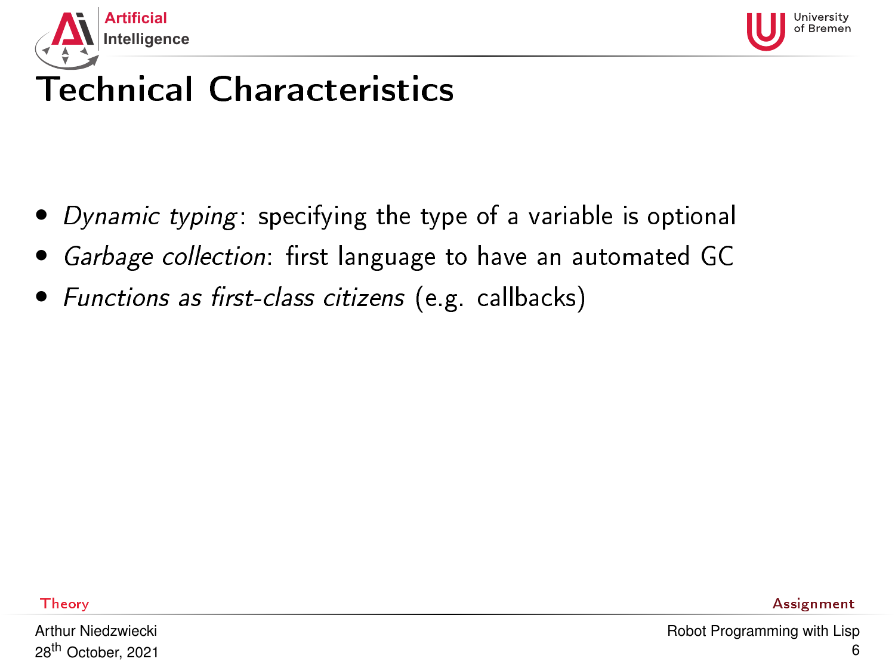# Technical Characteristics

- *Dynamic typing*: specifying the type of a variable is optional
- *Garbage collection*: first language to have an automated GC
- *Functions as first-class citizens* (e.g. callbacks)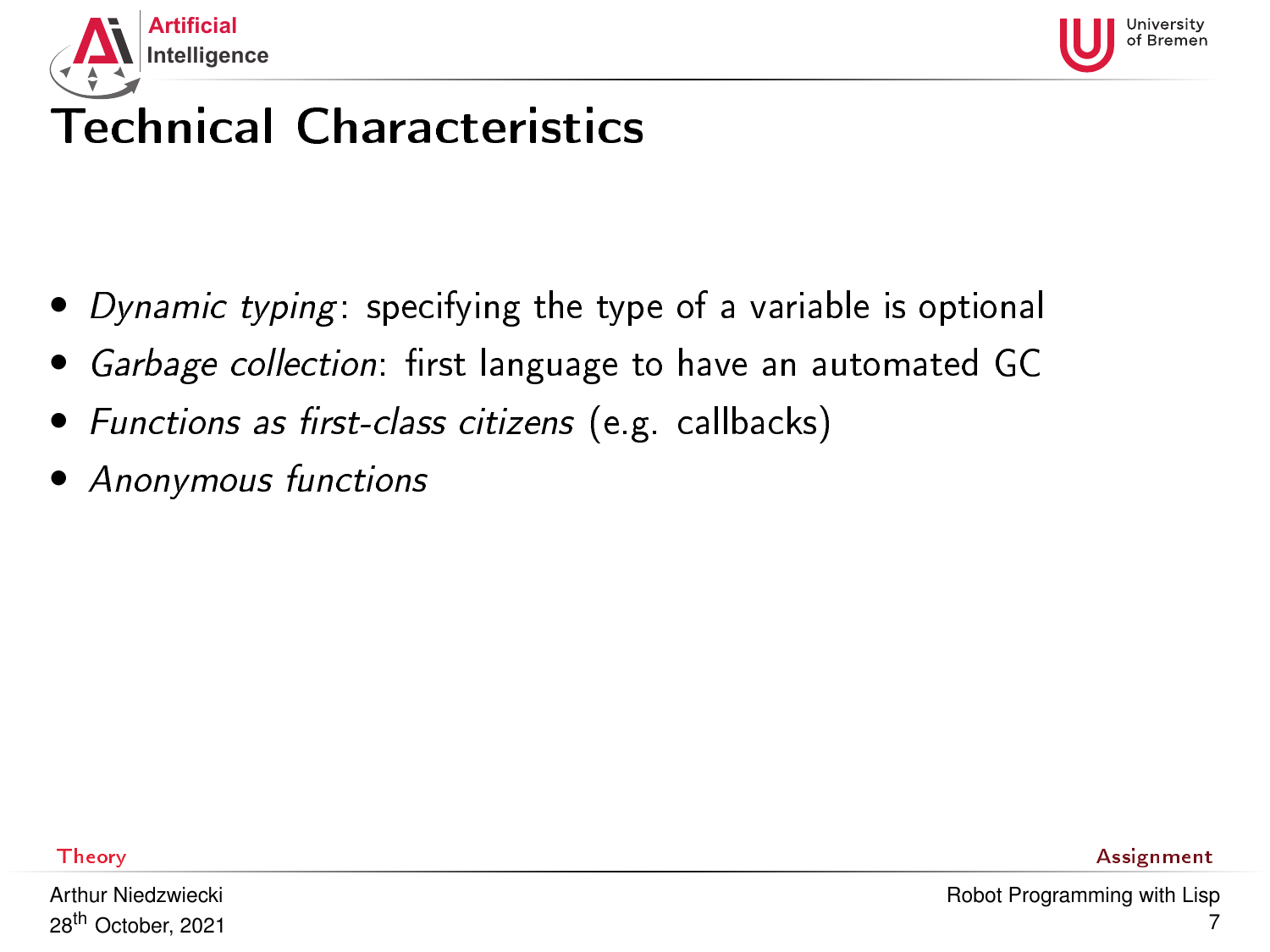# Technical Characteristics

- *Dynamic typing*: specifying the type of a variable is optional
- *Garbage collection*: first language to have an automated GC
- *Functions as first-class citizens* (e.g. callbacks)
- *Anonymous functions*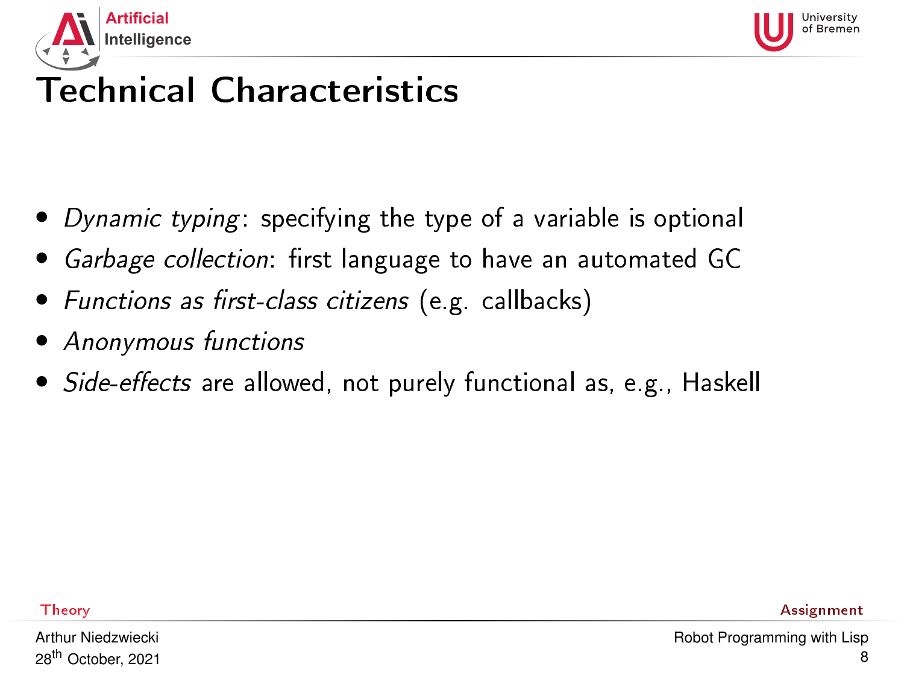# Technical Characteristics

- *Dynamic typing*: specifying the type of a variable is optional
- *Garbage collection*: first language to have an automated GC
- *Functions as first-class citizens* (e.g. callbacks)
- *Anonymous functions*
- *Side-effects* are allowed, not purely functional as, e.g., Haskell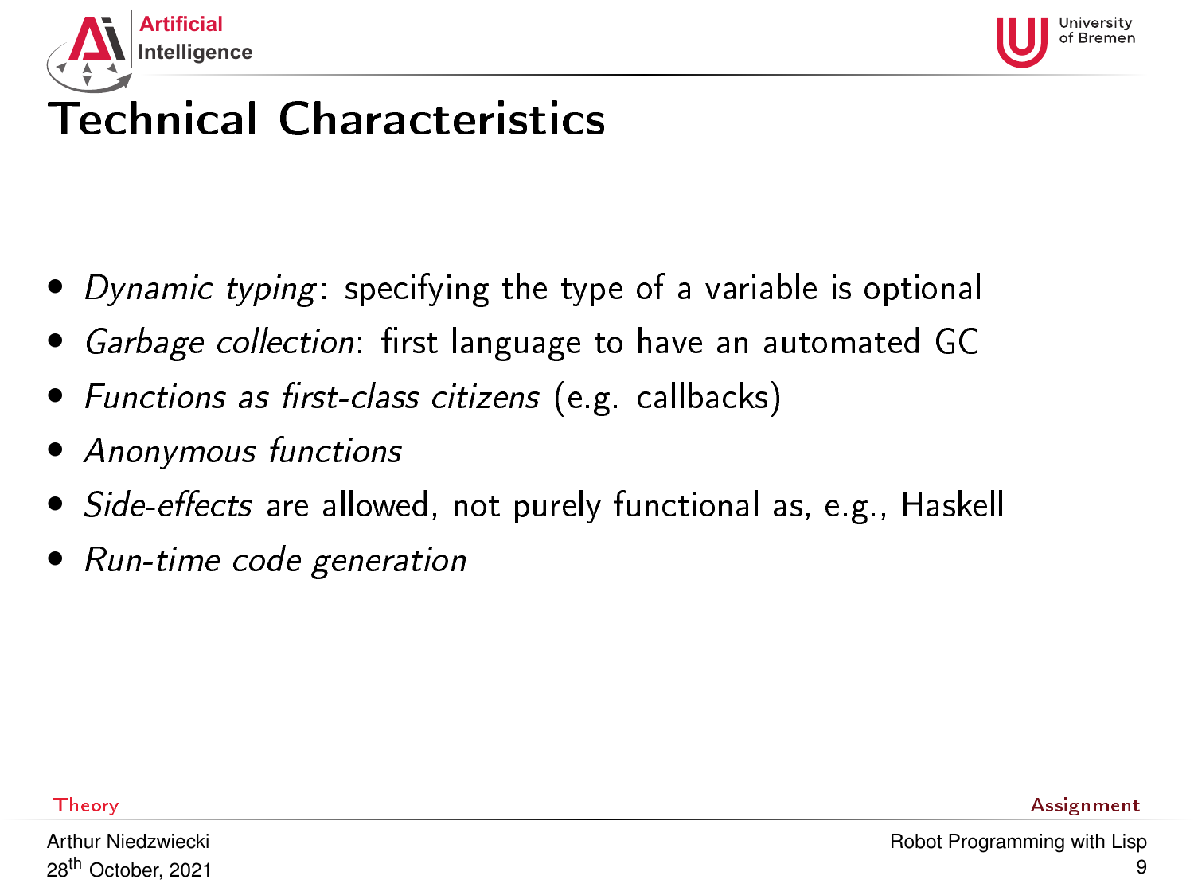# Technical Characteristics

- *Dynamic typing*: specifying the type of a variable is optional
- *Garbage collection*: first language to have an automated GC
- *Functions as first-class citizens* (e.g. callbacks)
- *Anonymous functions*
- *Side-effects* are allowed, not purely functional as, e.g., Haskell
- *Run-time code generation*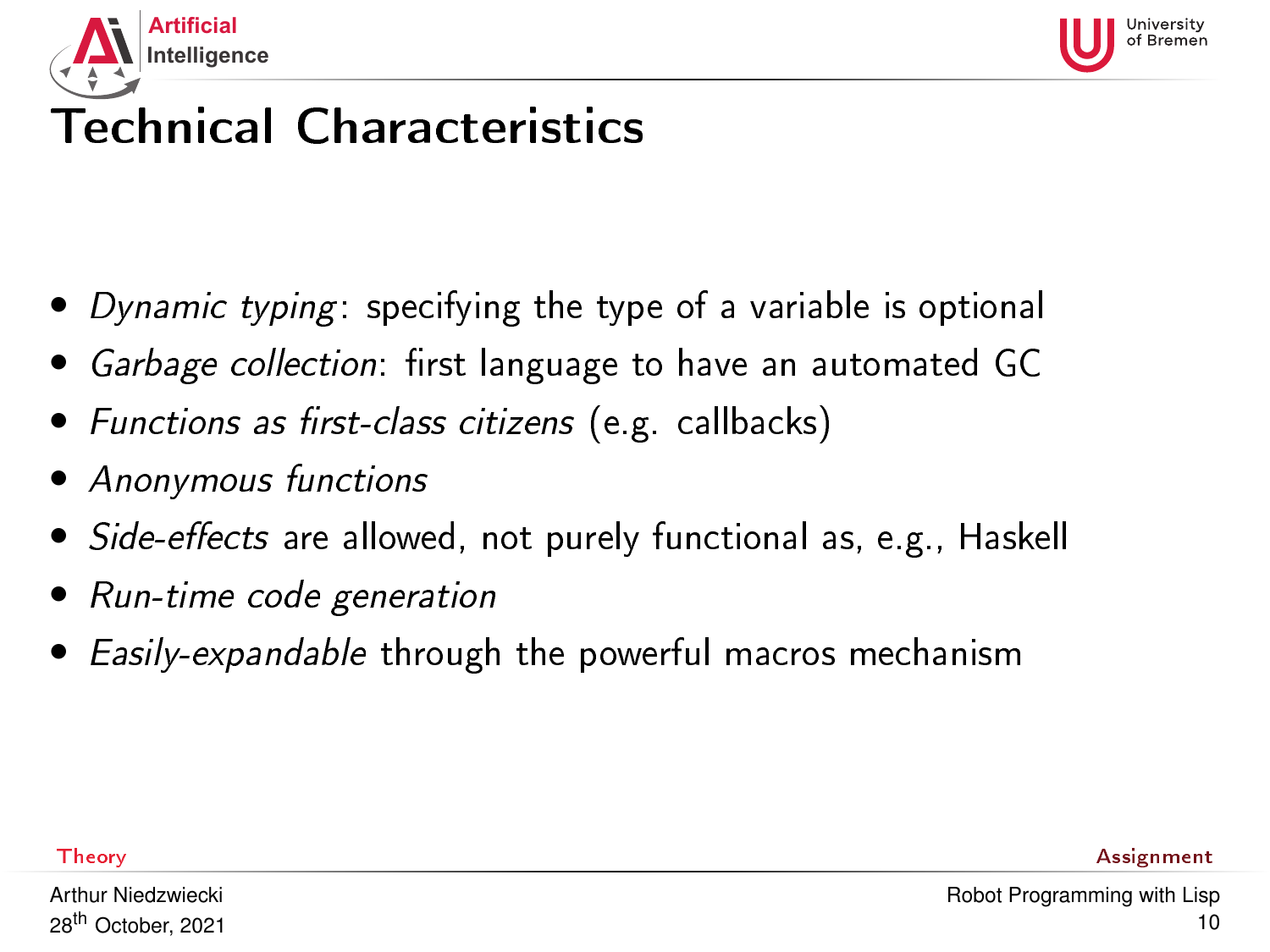# Technical Characteristics

- *Dynamic typing*: specifying the type of a variable is optional
- *Garbage collection*: first language to have an automated GC
- *Functions as first-class citizens* (e.g. callbacks)
- *Anonymous functions*
- *Side-effects* are allowed, not purely functional as, e.g., Haskell
- *Run-time code generation*
- *Easily-expandable* through the powerful macros mechanism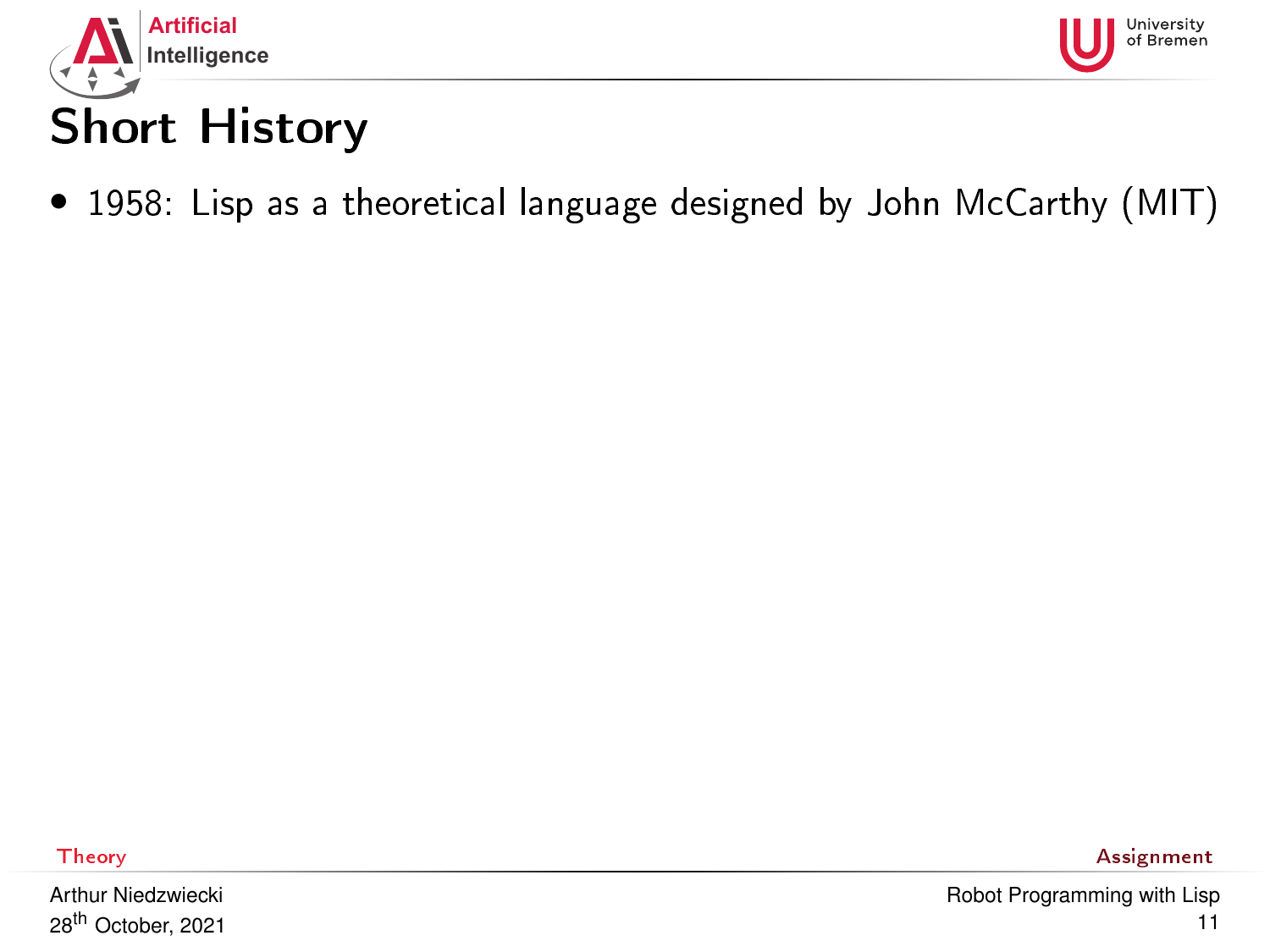# Short History

- 1958: Lisp as a theoretical language designed by John McCarthy (MIT)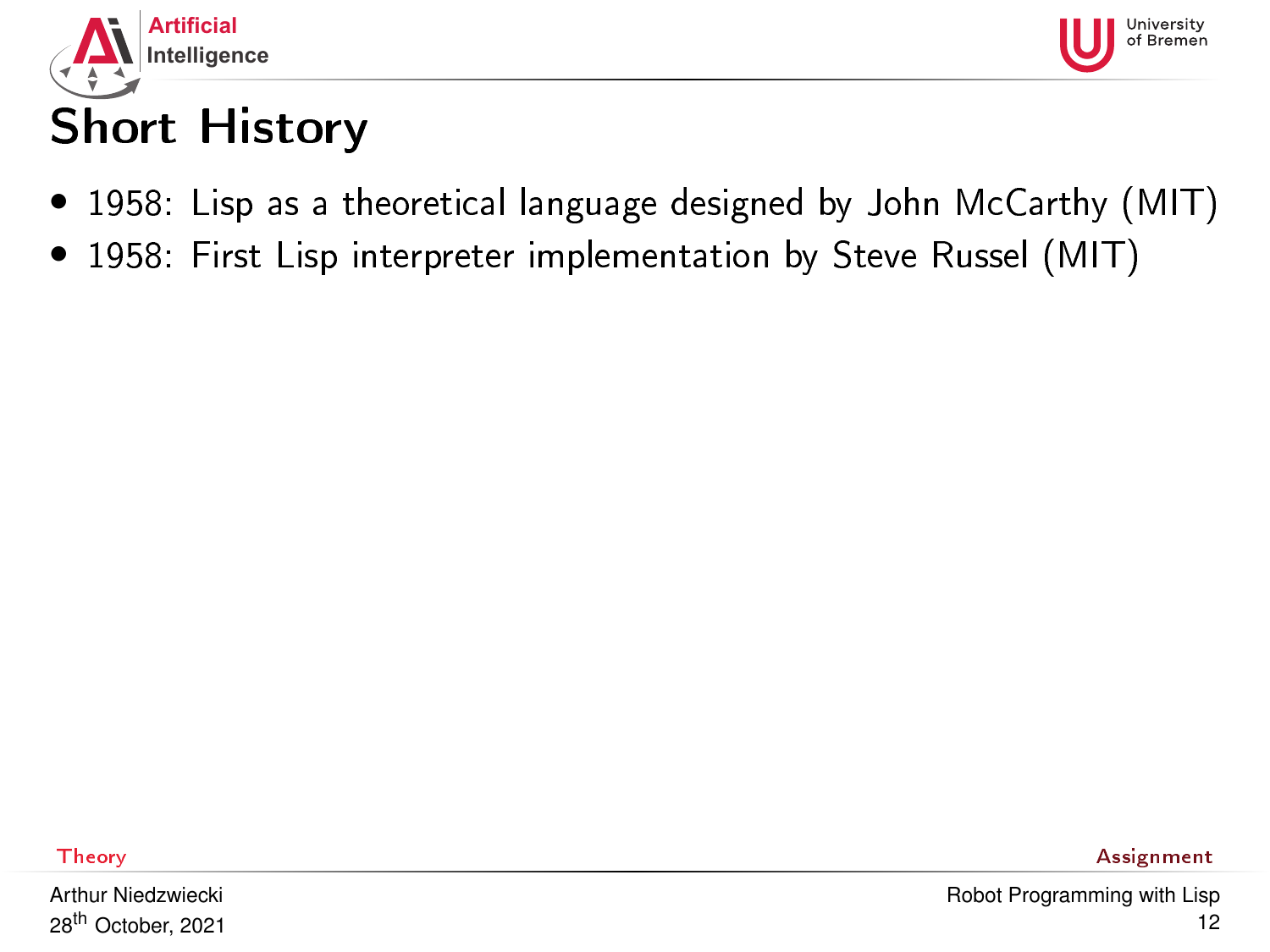# Short History

- 1958: Lisp as a theoretical language designed by John McCarthy (MIT)
- 1958: First Lisp interpreter implementation by Steve Russel (MIT)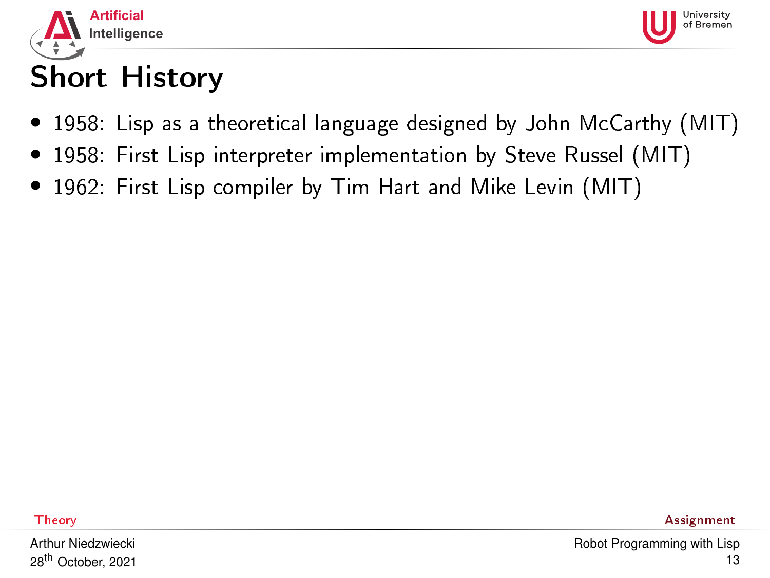# Short History

- 1958: Lisp as a theoretical language designed by John McCarthy (MIT)
- 1958: First Lisp interpreter implementation by Steve Russel (MIT)
- 1962: First Lisp compiler by Tim Hart and Mike Levin (MIT)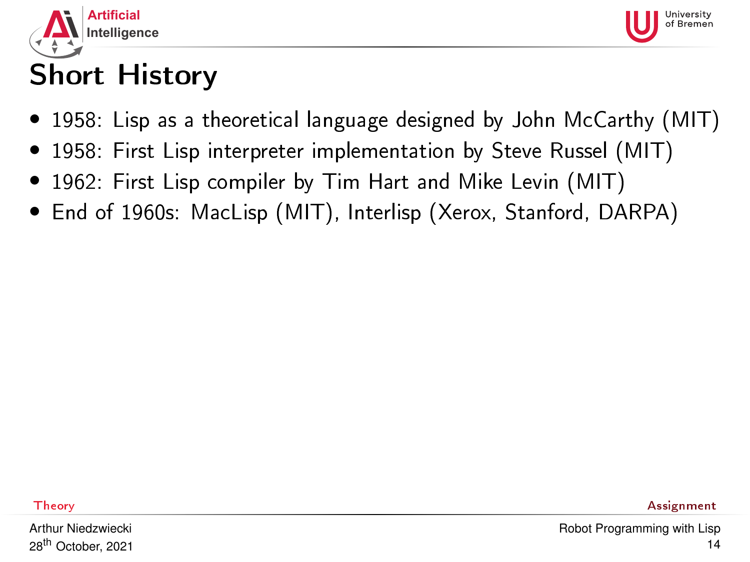# Short History

- 1958: Lisp as a theoretical language designed by John McCarthy (MIT)
- 1958: First Lisp interpreter implementation by Steve Russel (MIT)
- 1962: First Lisp compiler by Tim Hart and Mike Levin (MIT)
- End of 1960s: MacLisp (MIT), Interlisp (Xerox, Stanford, DARPA)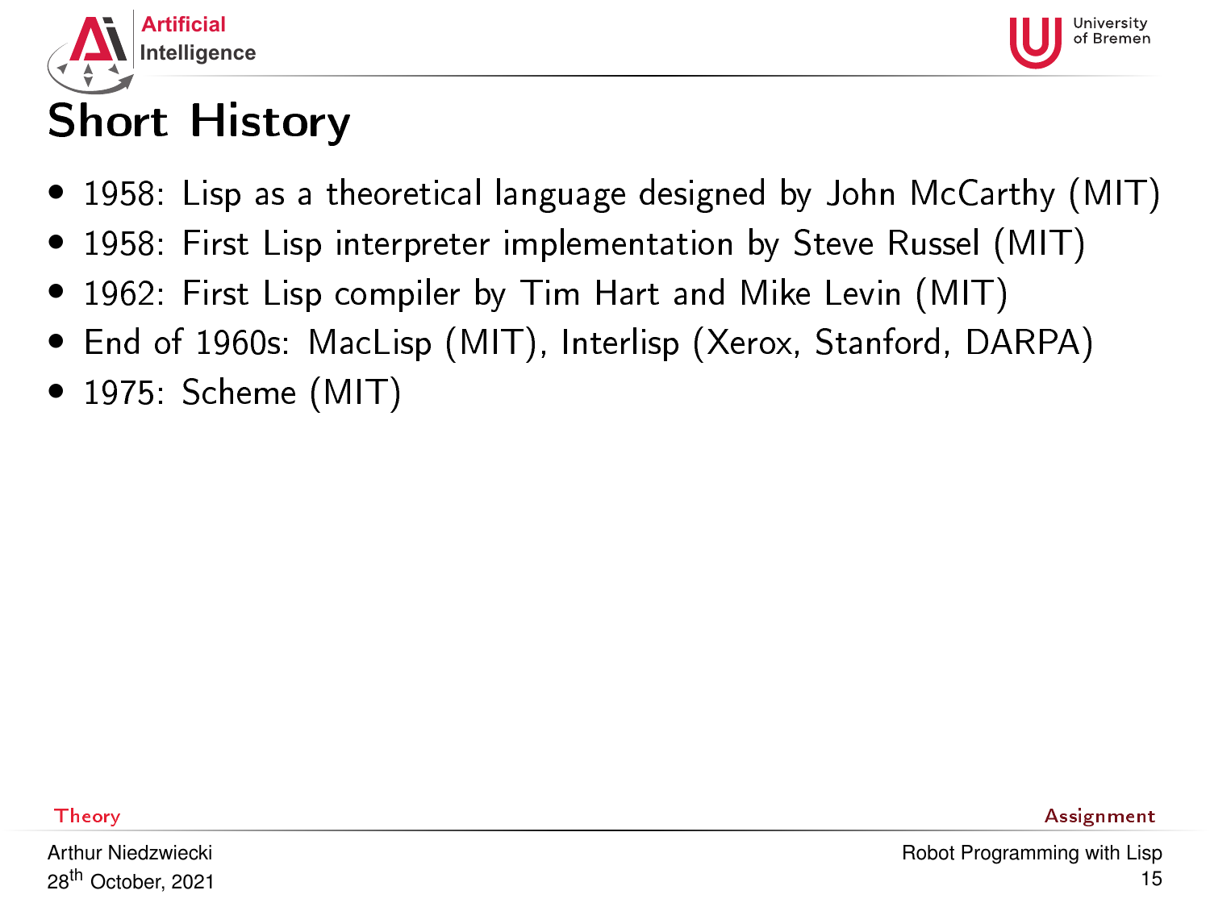# Short History

- 1958: Lisp as a theoretical language designed by John McCarthy (MIT)
- 1958: First Lisp interpreter implementation by Steve Russel (MIT)
- 1962: First Lisp compiler by Tim Hart and Mike Levin (MIT)
- End of 1960s: MacLisp (MIT), Interlisp (Xerox, Stanford, DARPA)
- 1975: Scheme (MIT)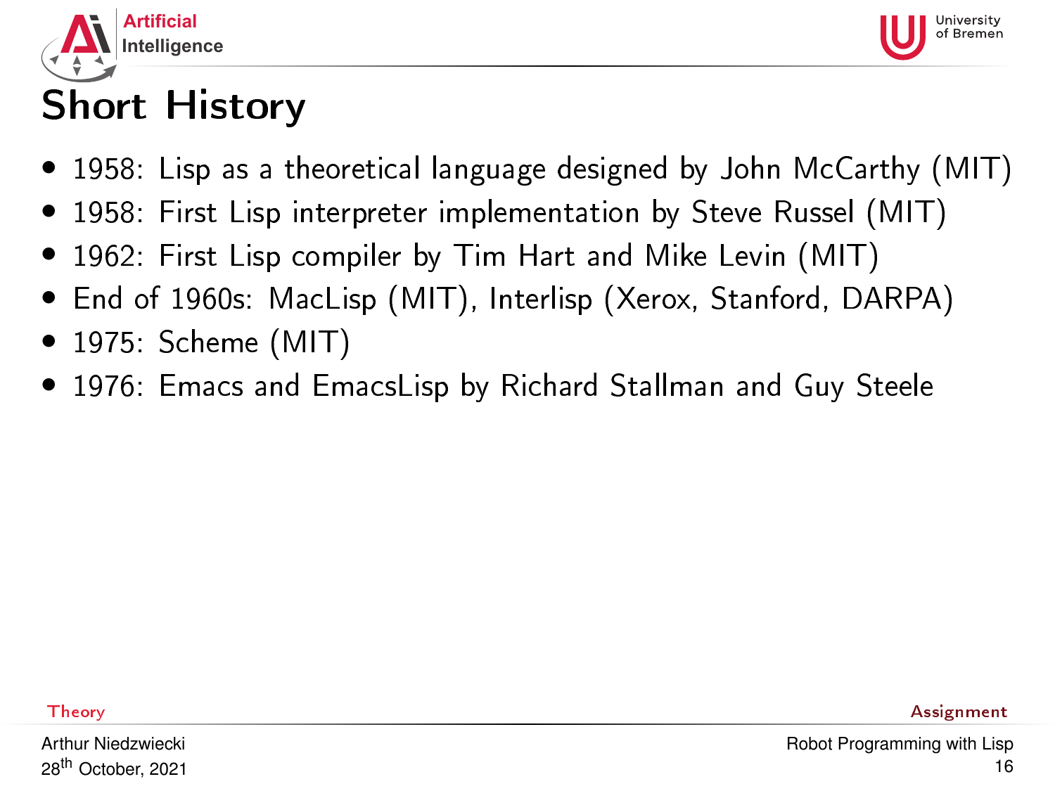# Short History

- 1958: Lisp as a theoretical language designed by John McCarthy (MIT)
- 1958: First Lisp interpreter implementation by Steve Russel (MIT)
- 1962: First Lisp compiler by Tim Hart and Mike Levin (MIT)
- End of 1960s: MacLisp (MIT), Interlisp (Xerox, Stanford, DARPA)
- 1975: Scheme (MIT)
- 1976: Emacs and EmacsLisp by Richard Stallman and Guy Steele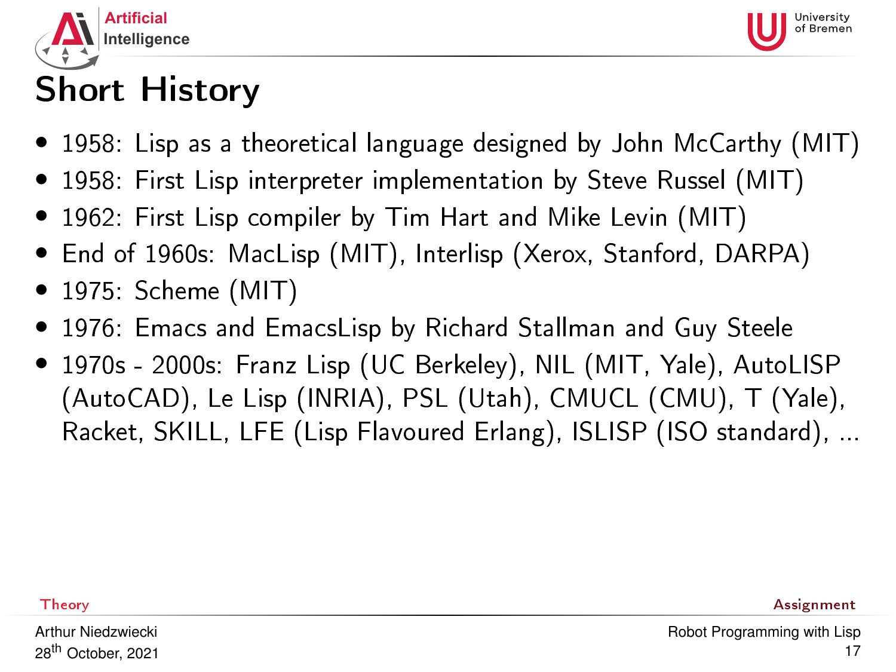# Short History

- 1958: Lisp as a theoretical language designed by John McCarthy (MIT)
- 1958: First Lisp interpreter implementation by Steve Russel (MIT)
- 1962: First Lisp compiler by Tim Hart and Mike Levin (MIT)
- End of 1960s: MacLisp (MIT), Interlisp (Xerox, Stanford, DARPA)
- 1975: Scheme (MIT)
- 1976: Emacs and EmacsLisp by Richard Stallman and Guy Steele
- 1970s - 2000s: Franz Lisp (UC Berkeley), NIL (MIT, Yale), AutoLISP (AutoCAD), Le Lisp (INRIA), PSL (Utah), CMUCL (CMU), T (Yale), Racket, SKILL, LFE (Lisp Flavoured Erlang), ISLISP (ISO standard), ...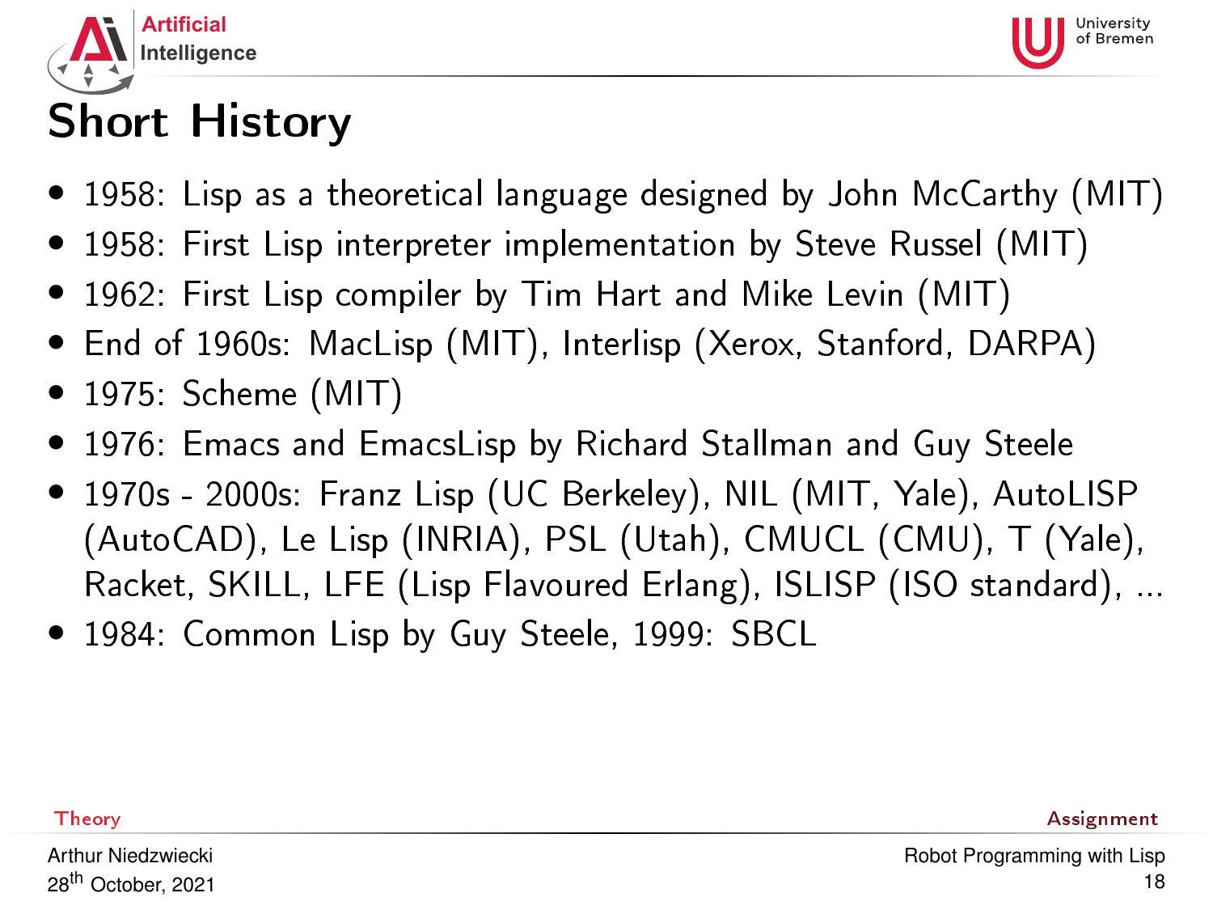# Short History

- 1958: Lisp as a theoretical language designed by John McCarthy (MIT)
- 1958: First Lisp interpreter implementation by Steve Russel (MIT)
- 1962: First Lisp compiler by Tim Hart and Mike Levin (MIT)
- End of 1960s: MacLisp (MIT), Interlisp (Xerox, Stanford, DARPA)
- 1975: Scheme (MIT)
- 1976: Emacs and EmacsLisp by Richard Stallman and Guy Steele
- 1970s - 2000s: Franz Lisp (UC Berkeley), NIL (MIT, Yale), AutoLISP (AutoCAD), Le Lisp (INRIA), PSL (Utah), CMUCL (CMU), T (Yale), Racket, SKILL, LFE (Lisp Flavoured Erlang), ISLISP (ISO standard), ...
- 1984: Common Lisp by Guy Steele, 1999: SBCL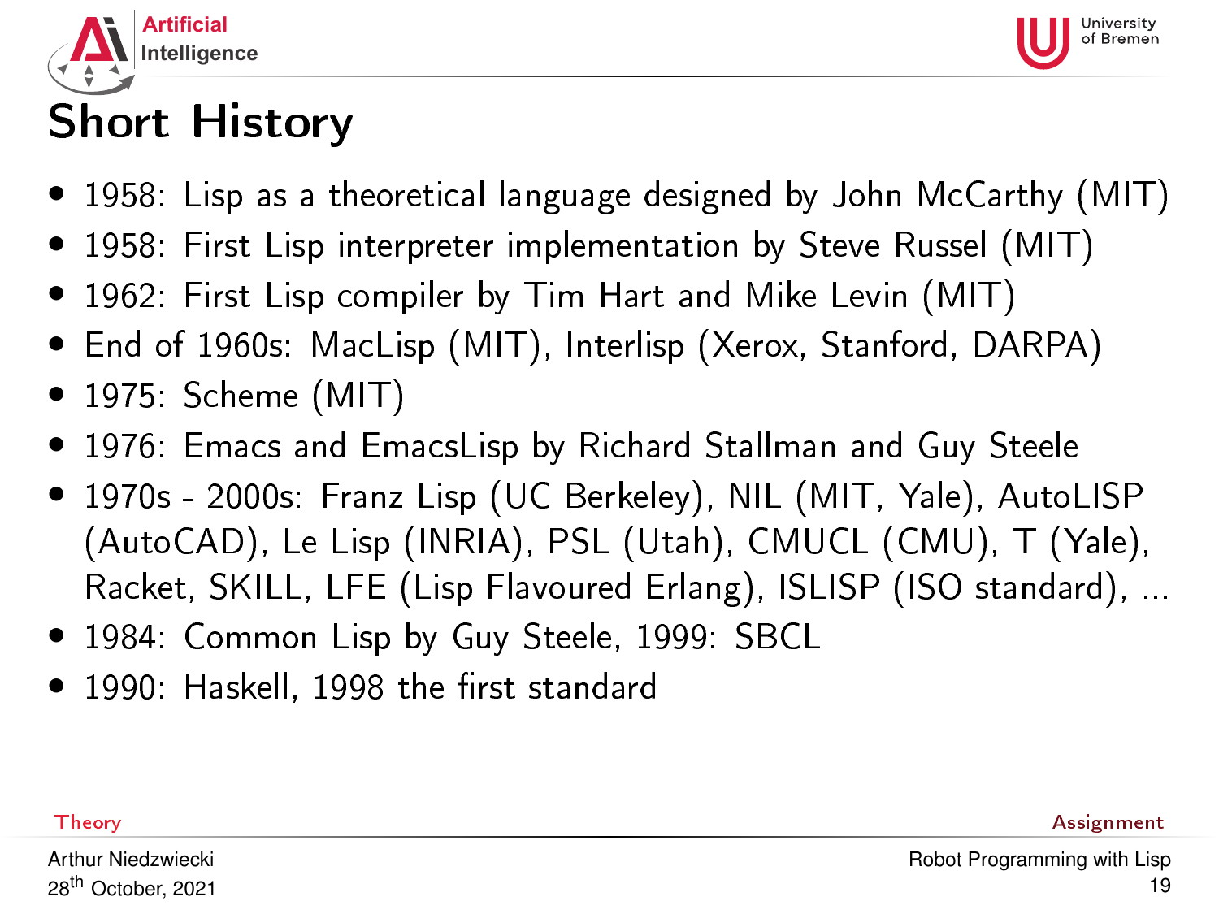# Short History

- 1958: Lisp as a theoretical language designed by John McCarthy (MIT)
- 1958: First Lisp interpreter implementation by Steve Russel (MIT)
- 1962: First Lisp compiler by Tim Hart and Mike Levin (MIT)
- End of 1960s: MacLisp (MIT), Interlisp (Xerox, Stanford, DARPA)
- 1975: Scheme (MIT)
- 1976: Emacs and EmacsLisp by Richard Stallman and Guy Steele
- 1970s - 2000s: Franz Lisp (UC Berkeley), NIL (MIT, Yale), AutoLISP (AutoCAD), Le Lisp (INRIA), PSL (Utah), CMUCL (CMU), T (Yale), Racket, SKILL, LFE (Lisp Flavoured Erlang), ISLISP (ISO standard), ...
- 1984: Common Lisp by Guy Steele, 1999: SBCL
- 1990: Haskell, 1998 the first standard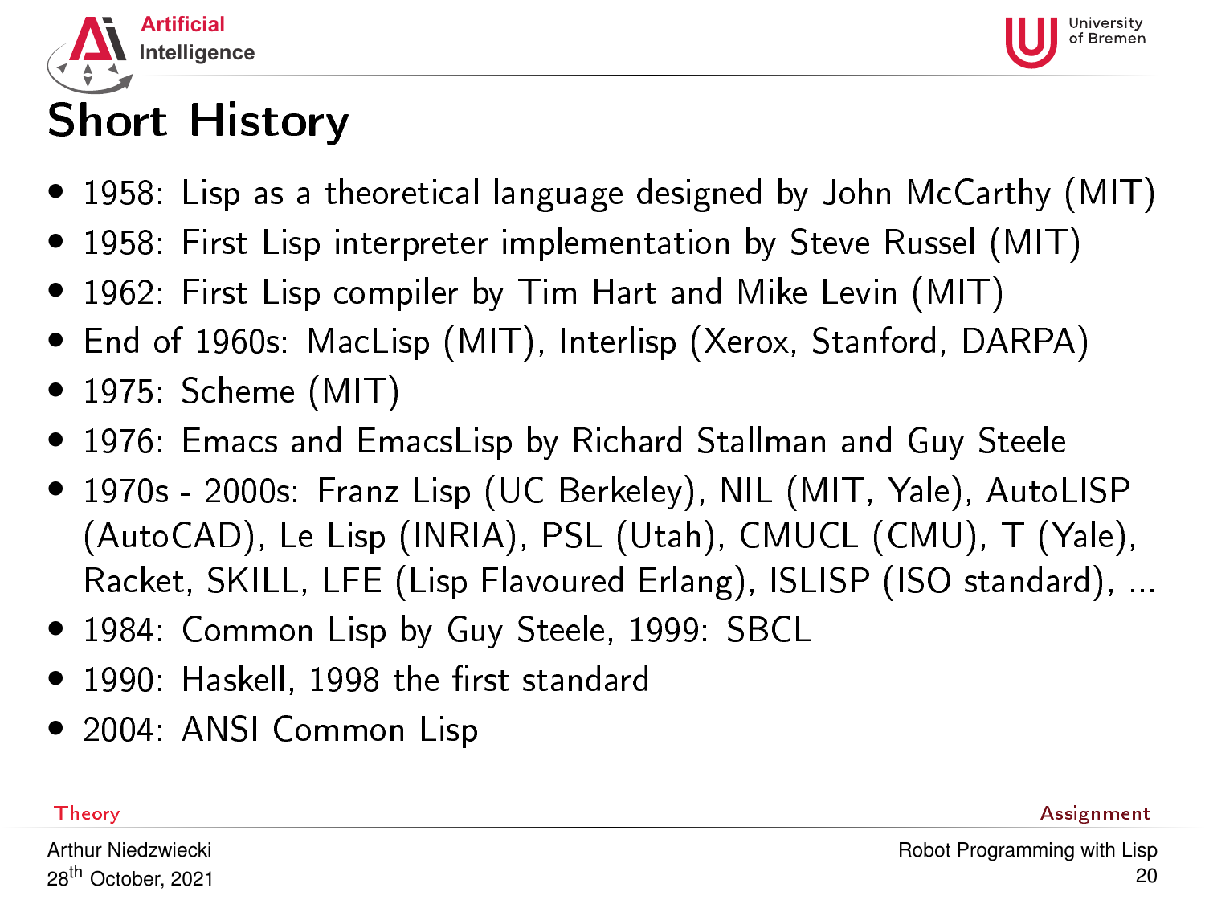# Short History

- 1958: Lisp as a theoretical language designed by John McCarthy (MIT)
- 1958: First Lisp interpreter implementation by Steve Russel (MIT)
- 1962: First Lisp compiler by Tim Hart and Mike Levin (MIT)
- End of 1960s: MacLisp (MIT), Interlisp (Xerox, Stanford, DARPA)
- 1975: Scheme (MIT)
- 1976: Emacs and EmacsLisp by Richard Stallman and Guy Steele
- 1970s - 2000s: Franz Lisp (UC Berkeley), NIL (MIT, Yale), AutoLISP (AutoCAD), Le Lisp (INRIA), PSL (Utah), CMUCL (CMU), T (Yale), Racket, SKILL, LFE (Lisp Flavoured Erlang), ISLISP (ISO standard), ...
- 1984: Common Lisp by Guy Steele, 1999: SBCL
- 1990: Haskell, 1998 the first standard
- 2004: ANSI Common Lisp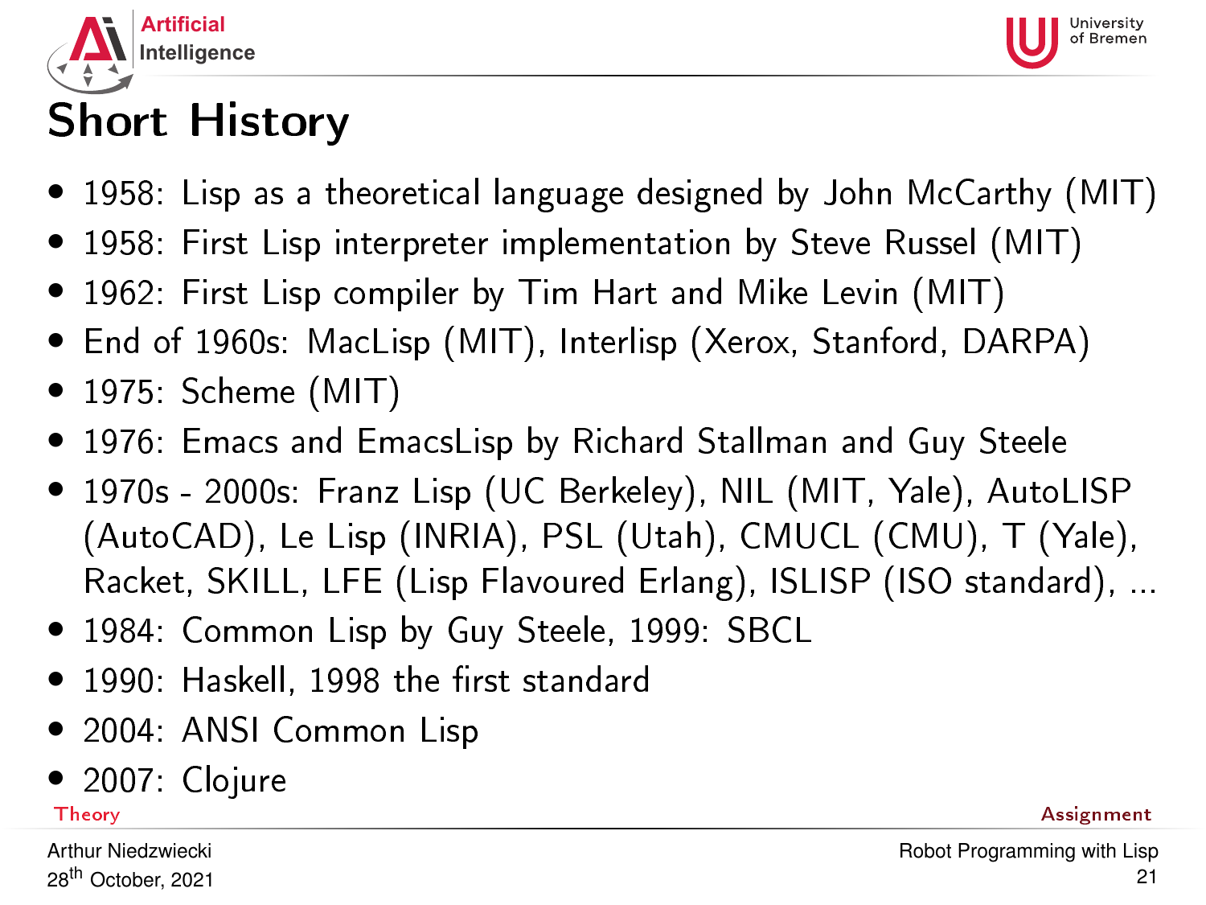# Short History

- 1958: Lisp as a theoretical language designed by John McCarthy (MIT)
- 1958: First Lisp interpreter implementation by Steve Russel (MIT)
- 1962: First Lisp compiler by Tim Hart and Mike Levin (MIT)
- End of 1960s: MacLisp (MIT), Interlisp (Xerox, Stanford, DARPA)
- 1975: Scheme (MIT)
- 1976: Emacs and EmacsLisp by Richard Stallman and Guy Steele
- 1970s - 2000s: Franz Lisp (UC Berkeley), NIL (MIT, Yale), AutoLISP (AutoCAD), Le Lisp (INRIA), PSL (Utah), CMUCL (CMU), T (Yale), Racket, SKILL, LFE (Lisp Flavoured Erlang), ISLISP (ISO standard), ...
- 1984: Common Lisp by Guy Steele, 1999: SBCL
- 1990: Haskell, 1998 the first standard
- 2004: ANSI Common Lisp
- 2007: Clojure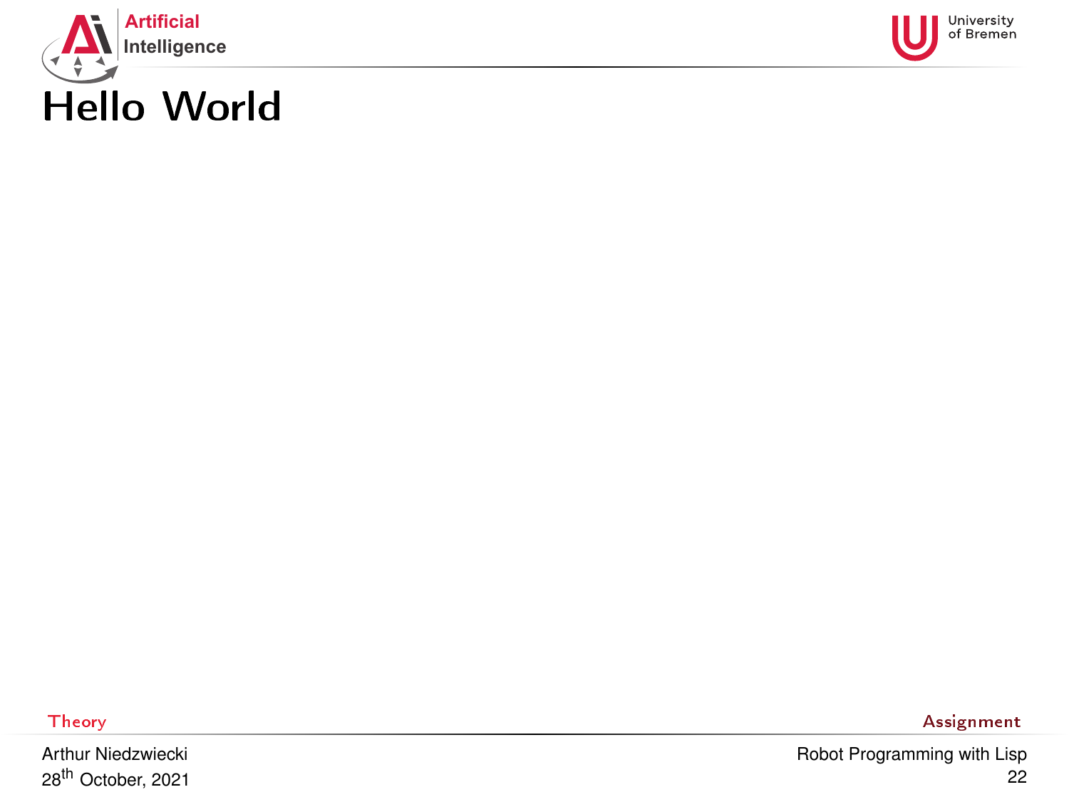# Hello World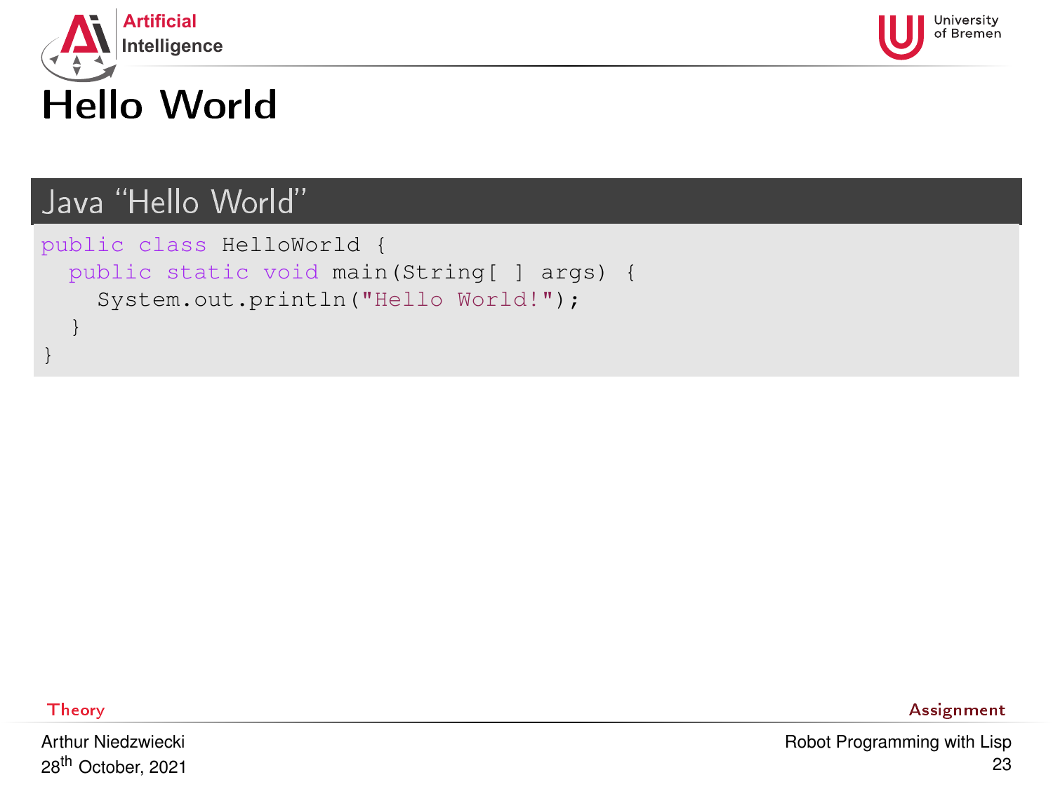# Hello World

## Java “Hello World”

```java
public class HelloWorld {
  public static void main(String[ ] args) {
    System.out.println("Hello World!");
  }
}
```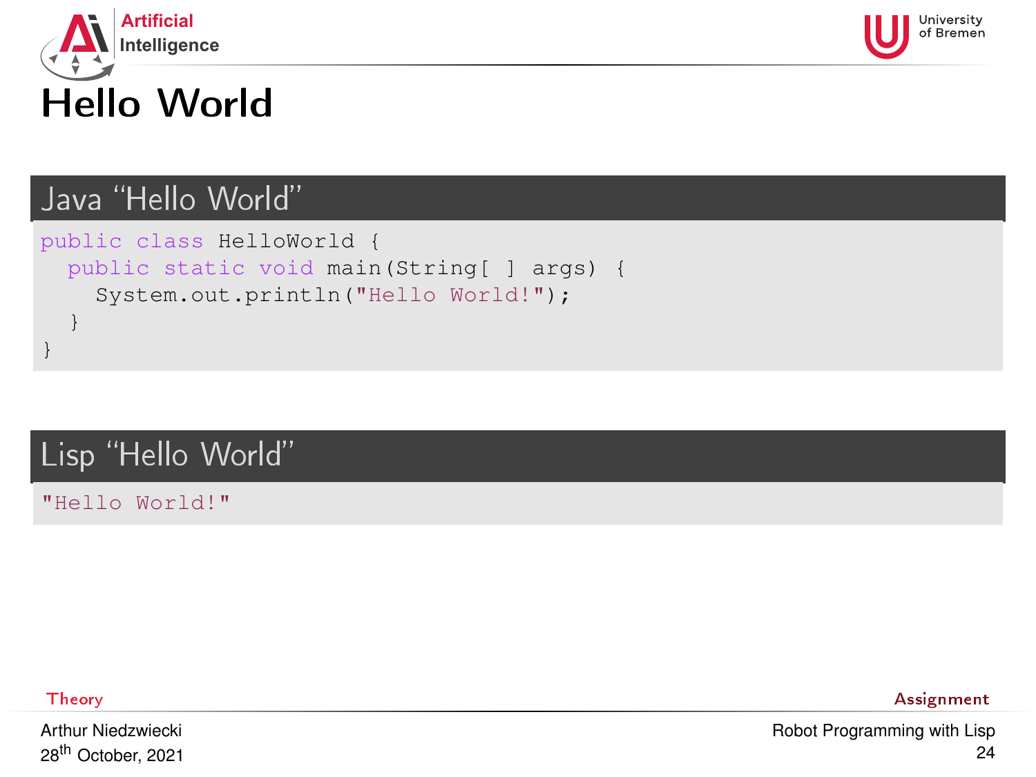# Hello World

## Java "Hello World"

```java
public class HelloWorld {
  public static void main(String[ ] args) {
    System.out.println("Hello World!");
  }
}
```

## Lisp "Hello World"

```lisp
"Hello World!"
```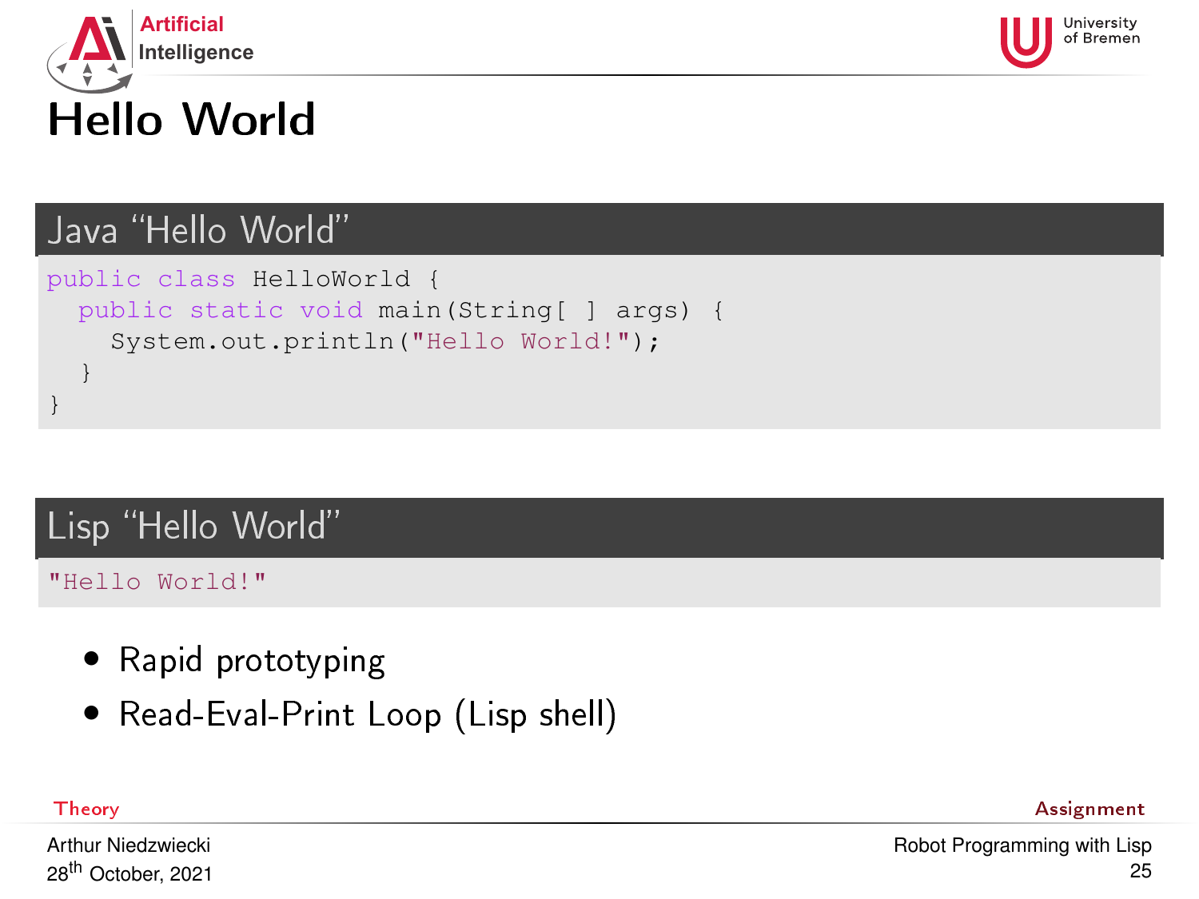# Hello World

## Java "Hello World"

```java
public class HelloWorld {
  public static void main(String[ ] args) {
    System.out.println("Hello World!");
  }
}
```

## Lisp "Hello World"

```lisp
"Hello World!"
```

- Rapid prototyping
- Read-Eval-Print Loop (Lisp shell)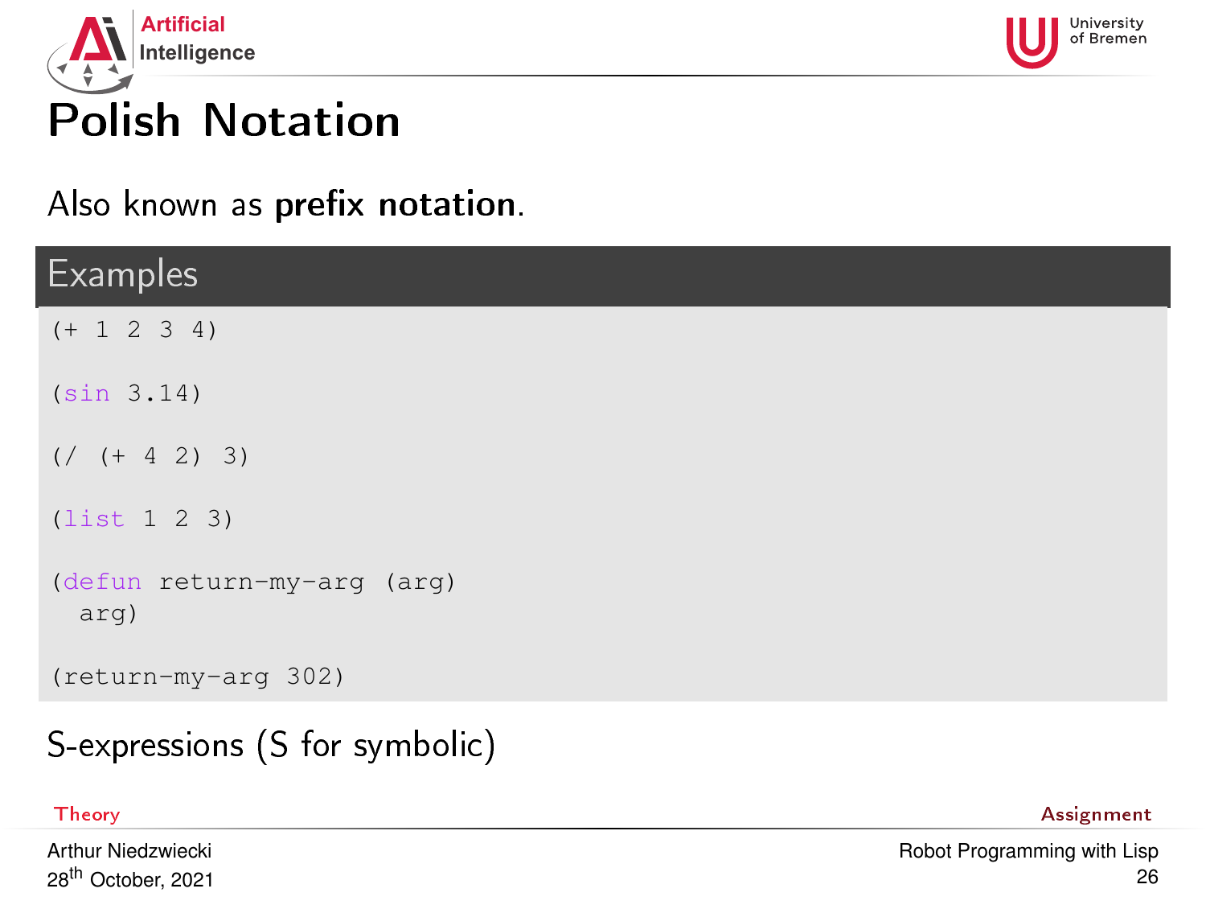# Polish Notation

Also known as **prefix notation**.

## Examples

```lisp
(+ 1 2 3 4)

(sin 3.14)

(/ (+ 4 2) 3)

(list 1 2 3)

(defun return-my-arg (arg)
  arg)

(return-my-arg 302)
```

S-expressions (S for symbolic)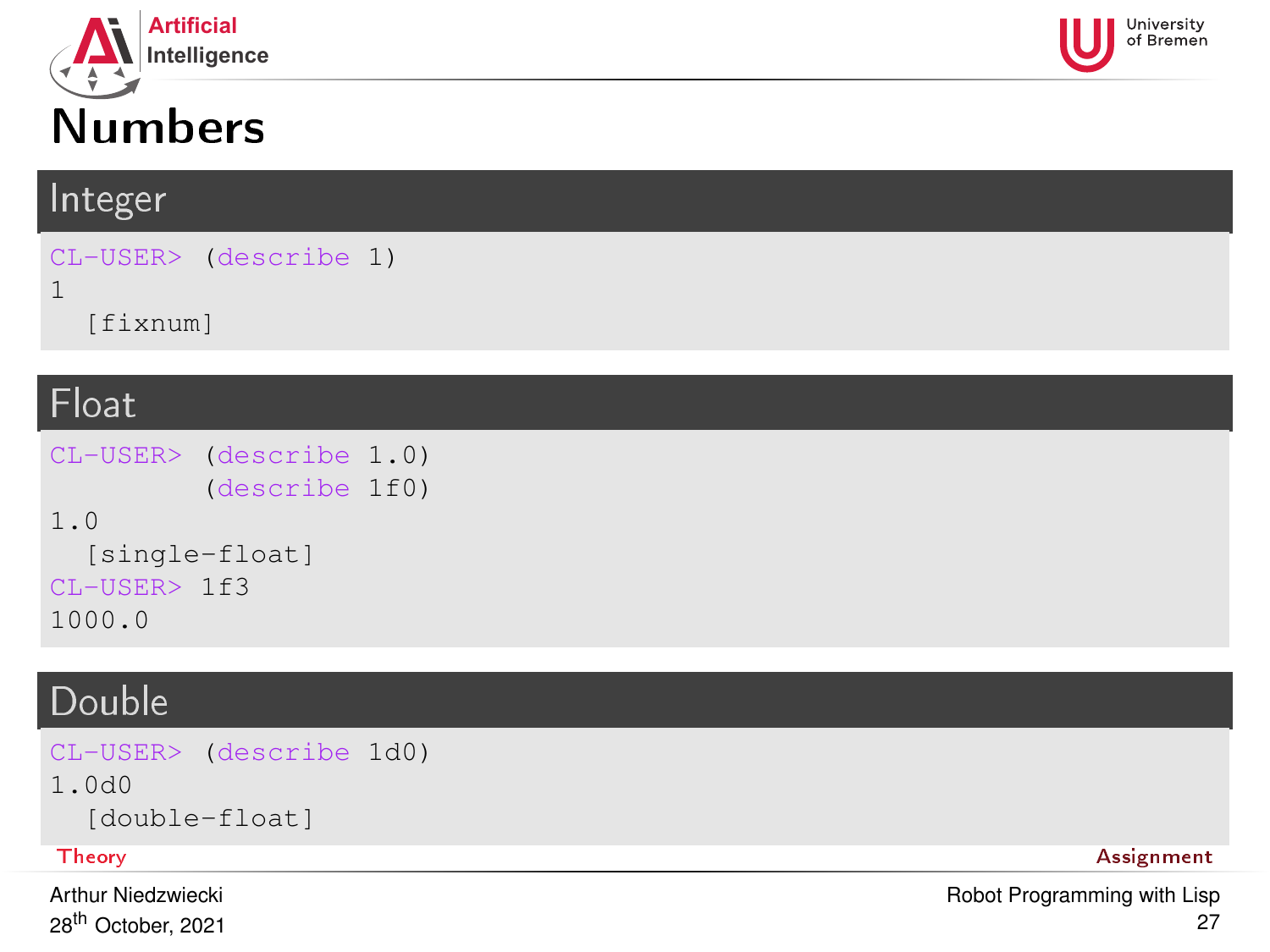# Numbers

## Integer

```
CL-USER> (describe 1)
1
  [fixnum]
```

## Float

```
CL-USER> (describe 1.0)
         (describe 1f0)
1.0
  [single-float]
CL-USER> 1f3
1000.0
```

## Double

```
CL-USER> (describe 1d0)
1.0d0
  [double-float]
```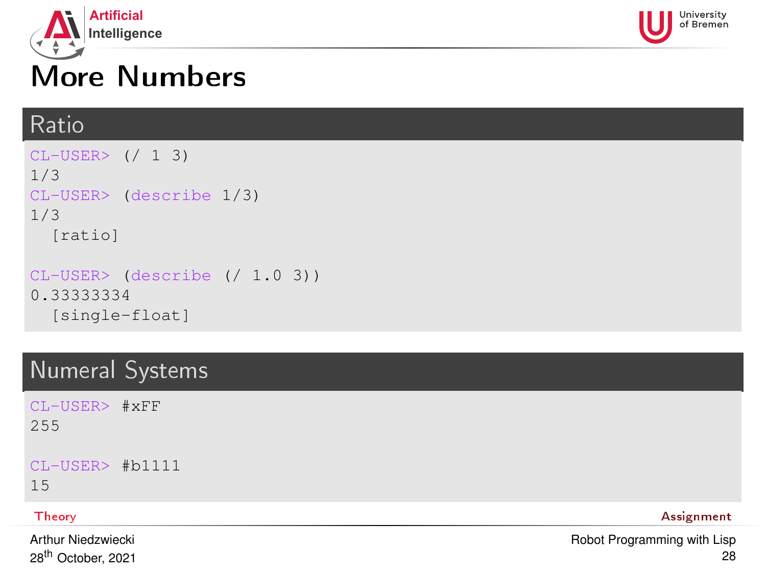# More Numbers

## Ratio

```
CL-USER> (/ 1 3)
1/3
CL-USER> (describe 1/3)
1/3
  [ratio]

CL-USER> (describe (/ 1.0 3))
0.33333334
  [single-float]
```

## Numeral Systems

```
CL-USER> #xFF
255

CL-USER> #b1111
15
```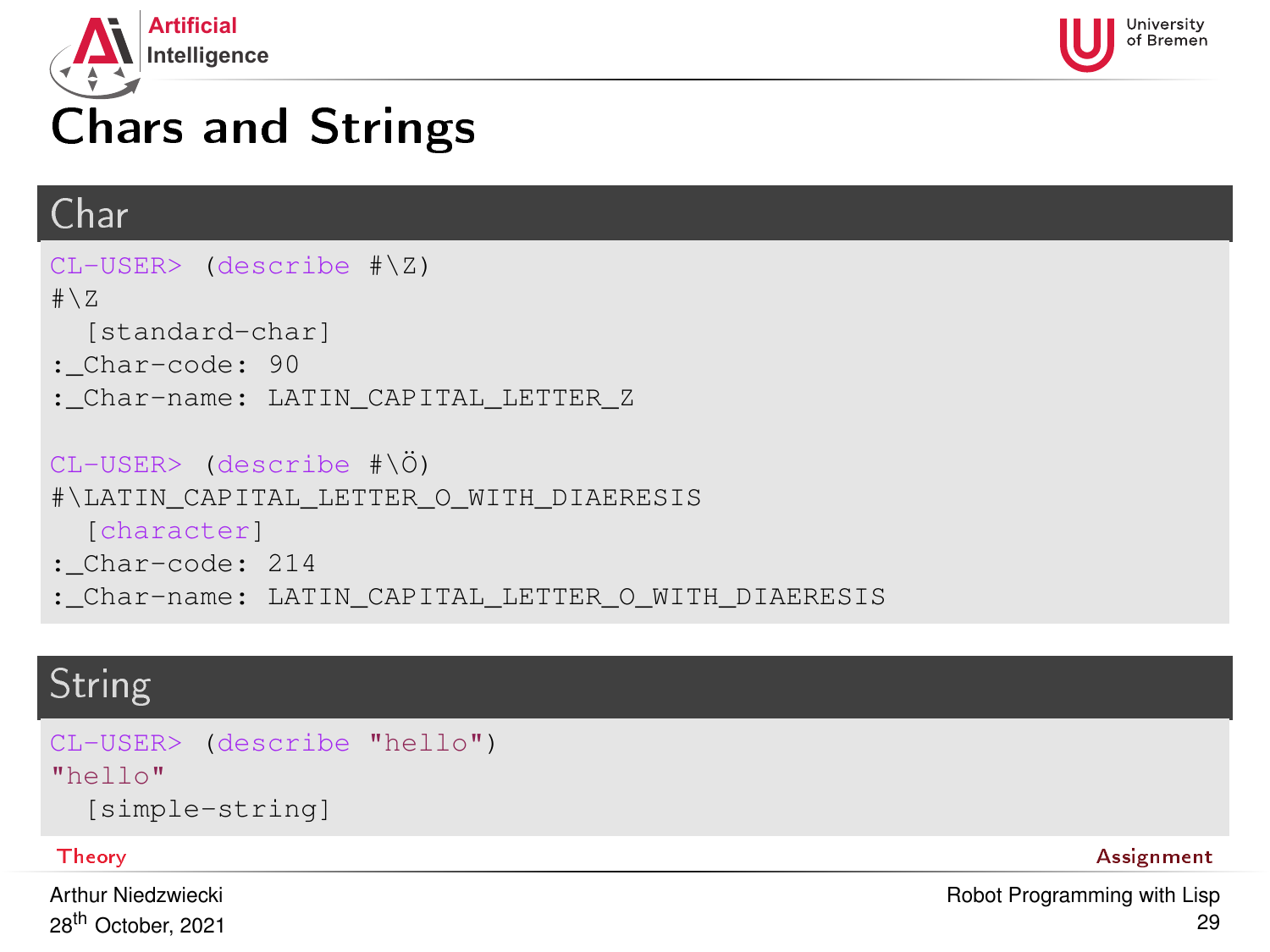# Chars and Strings

## Char

```
CL-USER> (describe #\Z)
#\Z
  [standard-char]
:_Char-code: 90
:_Char-name: LATIN_CAPITAL_LETTER_Z

CL-USER> (describe #\Ö)
#\LATIN_CAPITAL_LETTER_O_WITH_DIAERESIS
  [character]
:_Char-code: 214
:_Char-name: LATIN_CAPITAL_LETTER_O_WITH_DIAERESIS
```

## String

```
CL-USER> (describe "hello")
"hello"
  [simple-string]
```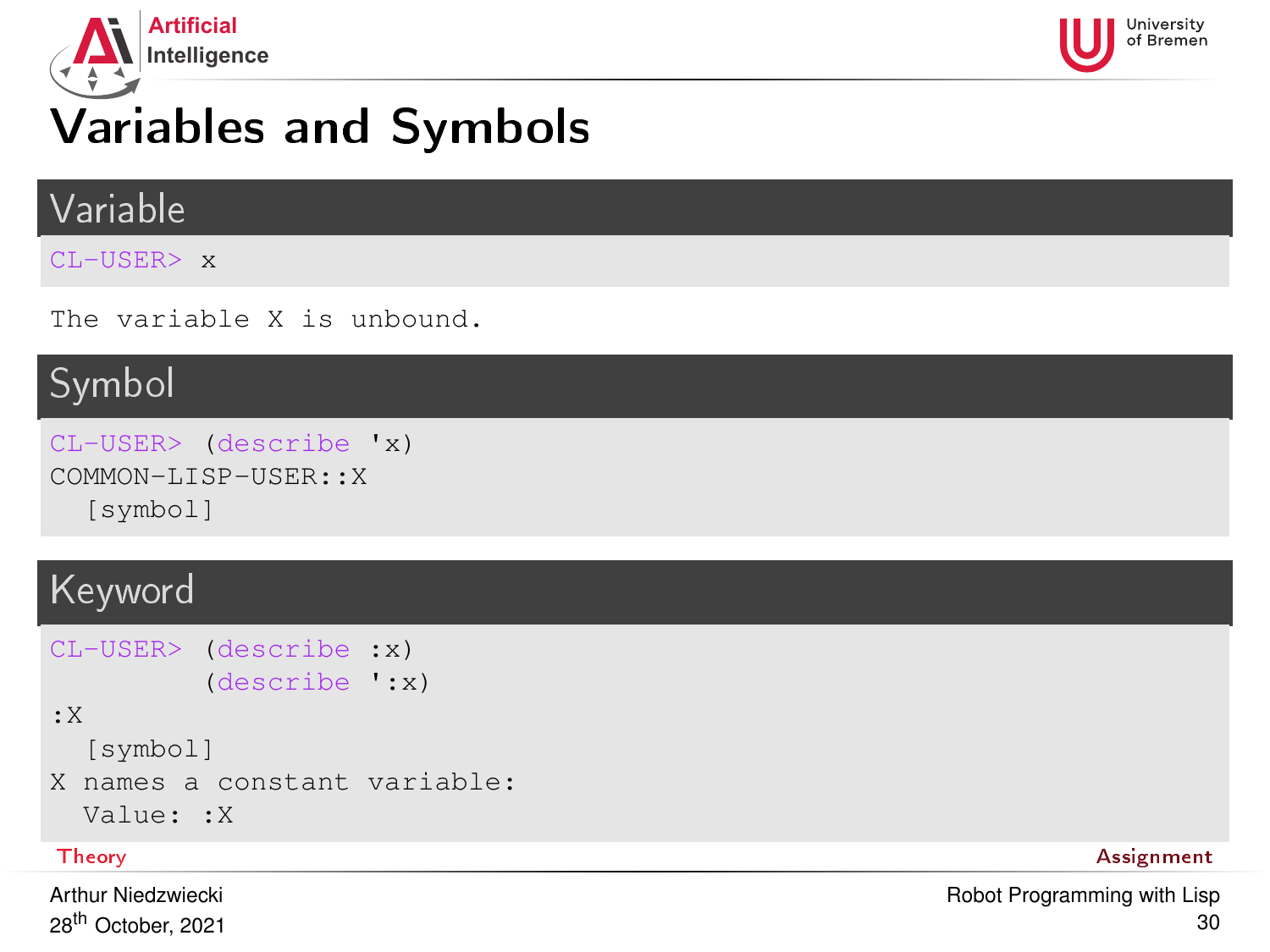# Variables and Symbols

## Variable

```
CL-USER> x
```

```
The variable X is unbound.
```

## Symbol

```
CL-USER> (describe 'x)
COMMON-LISP-USER::X
  [symbol]
```

## Keyword

```
CL-USER> (describe :x)
         (describe ':x)
:X
  [symbol]
X names a constant variable:
  Value: :X
```

Theory | Assignment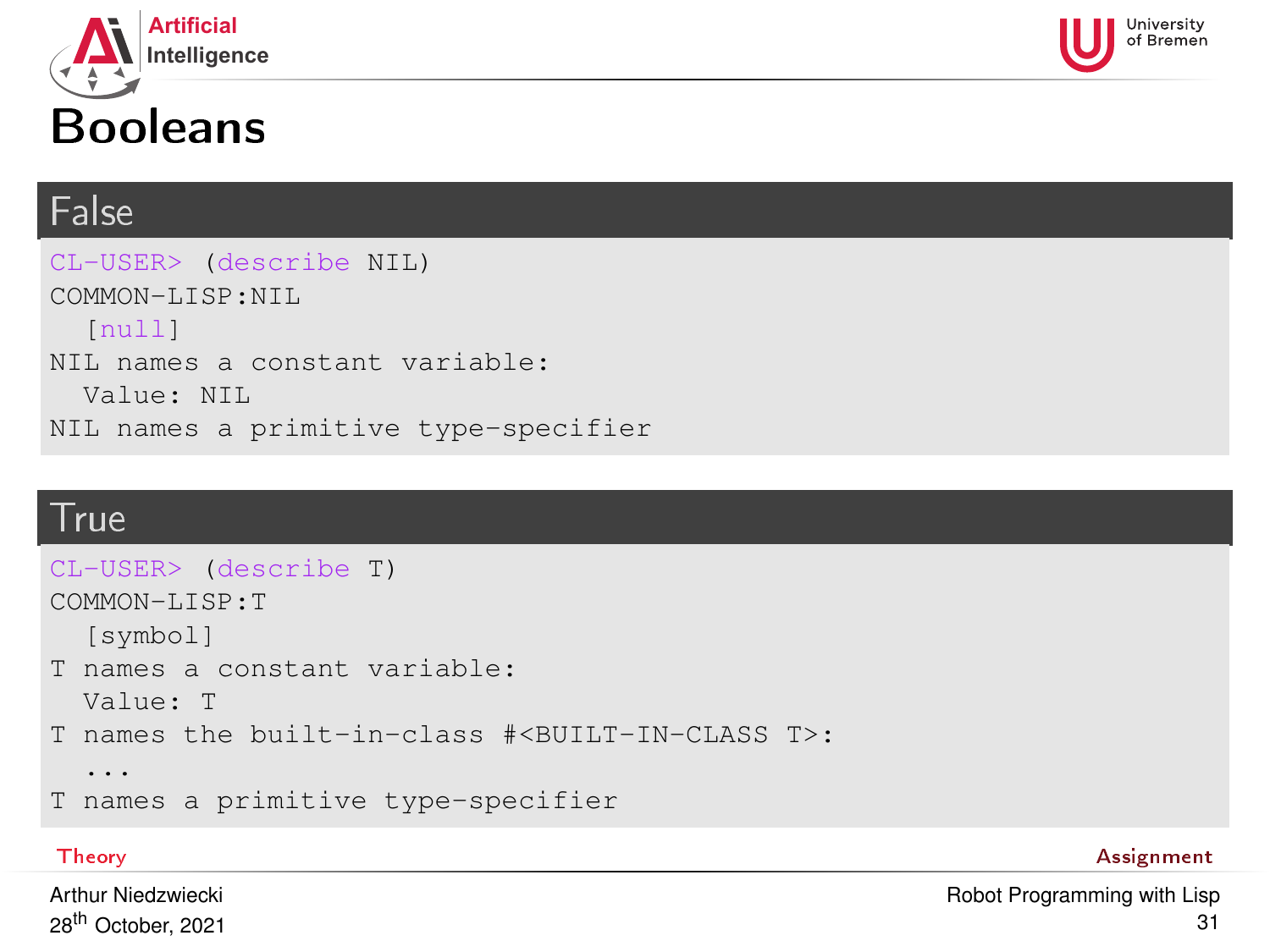# Booleans

## False

```
CL-USER> (describe NIL)
COMMON-LISP:NIL
  [null]
NIL names a constant variable:
  Value: NIL
NIL names a primitive type-specifier
```

## True

```
CL-USER> (describe T)
COMMON-LISP:T
  [symbol]
T names a constant variable:
  Value: T
T names the built-in-class #<BUILT-IN-CLASS T>:
  ...
T names a primitive type-specifier
```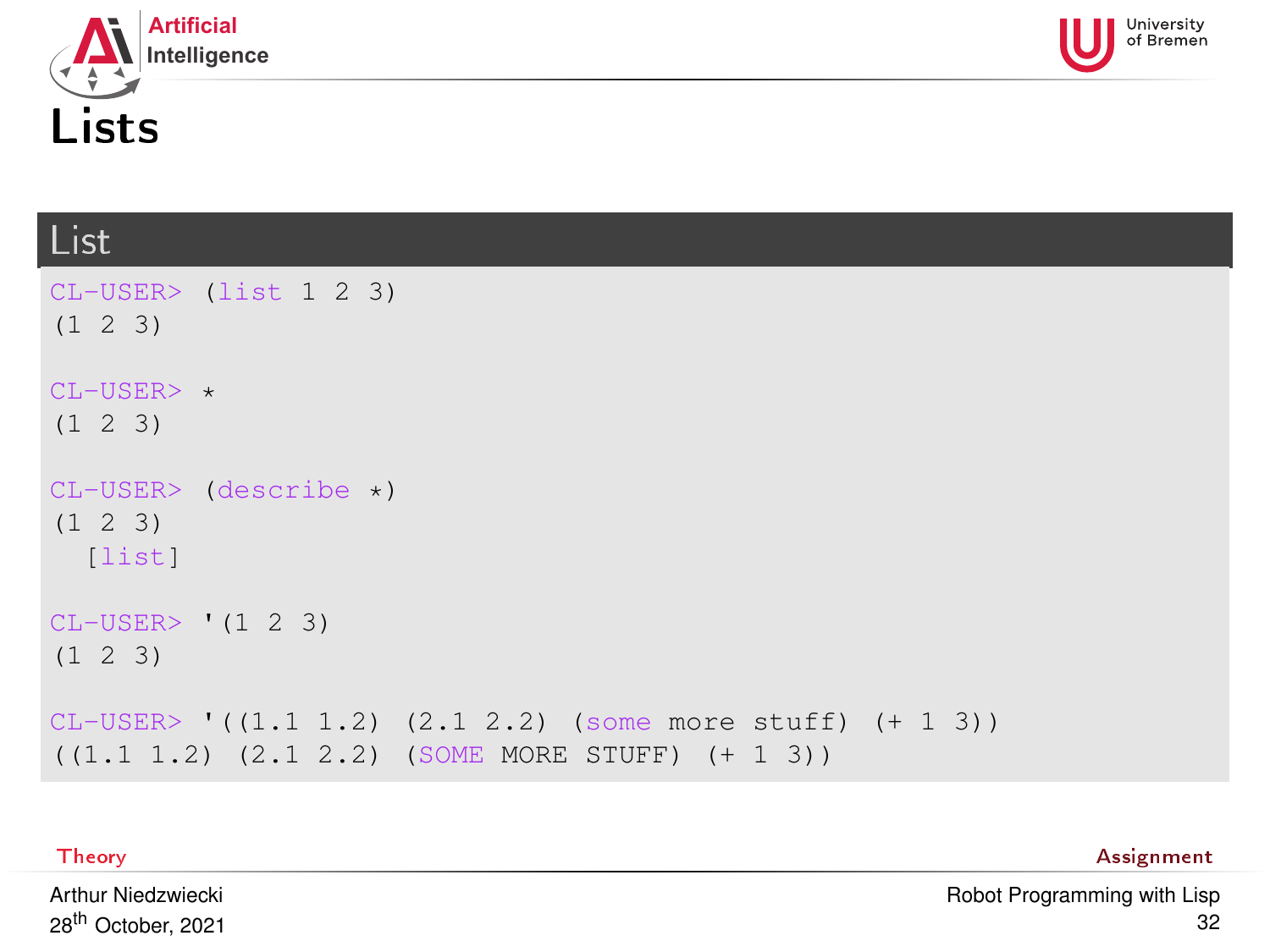# Lists

## List

```
CL-USER> (list 1 2 3)
(1 2 3)

CL-USER> *
(1 2 3)

CL-USER> (describe *)
(1 2 3)
  [list]

CL-USER> '(1 2 3)
(1 2 3)

CL-USER> '((1.1 1.2) (2.1 2.2) (some more stuff) (+ 1 3))
((1.1 1.2) (2.1 2.2) (SOME MORE STUFF) (+ 1 3))
```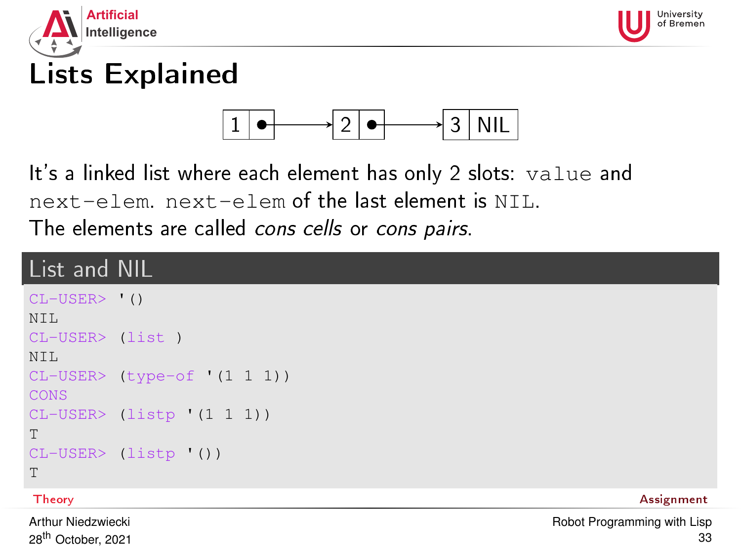# Lists Explained

| 1 | • | → | 2 | • | → | 3 | NIL |
|---|---|---|---|---|---|---|---|

It's a linked list where each element has only 2 slots: `value` and `next-elem`. `next-elem` of the last element is `NIL`.
The elements are called *cons cells* or *cons pairs*.

## List and NIL

```
CL-USER> '()
NIL
CL-USER> (list )
NIL
CL-USER> (type-of '(1 1 1))
CONS
CL-USER> (listp '(1 1 1))
T
CL-USER> (listp '())
T
```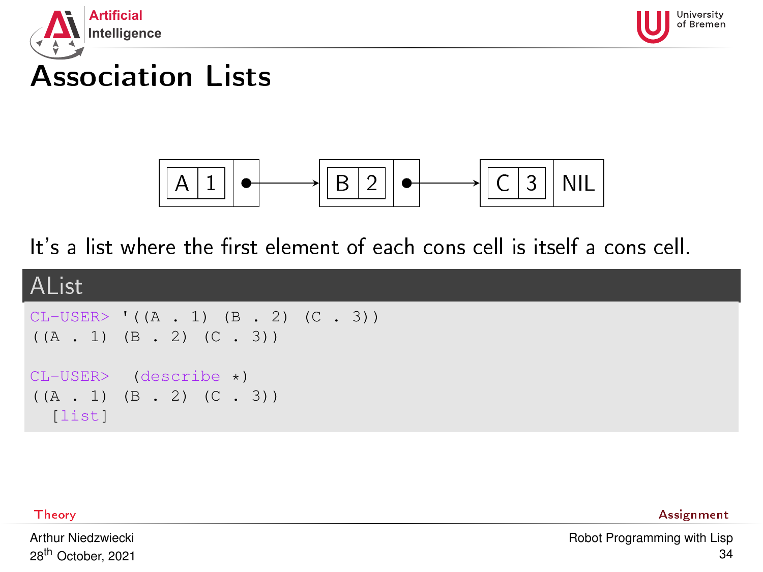# Association Lists

| A | 1 | • | → | B | 2 | • | → | C | 3 | NIL |
|---|---|---|---|---|---|---|---|---|---|---|

It's a list where the first element of each cons cell is itself a cons cell.

**AList**

```
CL-USER> '((A . 1) (B . 2) (C . 3))
((A . 1) (B . 2) (C . 3))

CL-USER>  (describe *)
((A . 1) (B . 2) (C . 3))
  [list]
```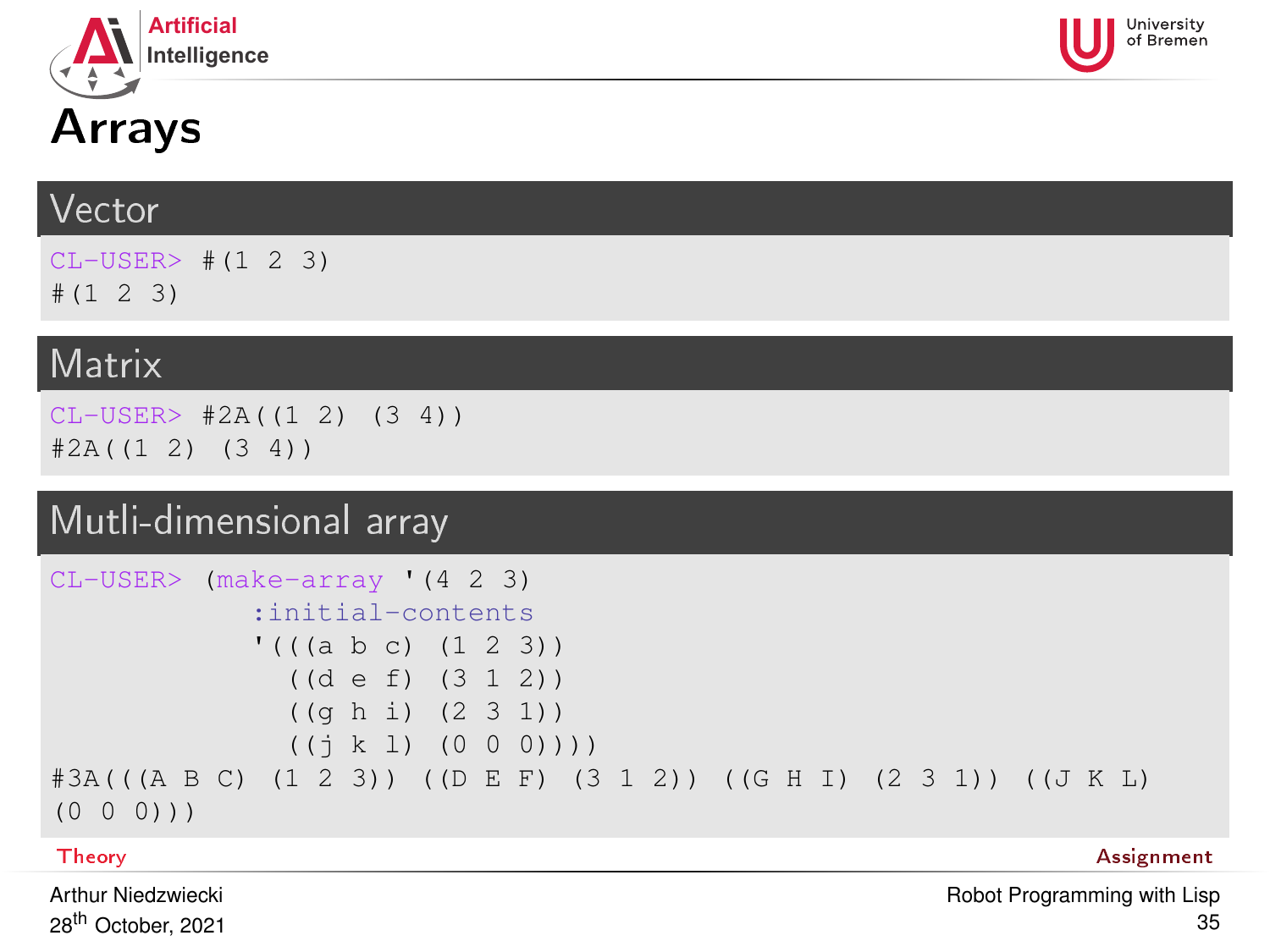# Arrays

## Vector

```
CL-USER> #(1 2 3)
#(1 2 3)
```

## Matrix

```
CL-USER> #2A((1 2) (3 4))
#2A((1 2) (3 4))
```

## Mutli-dimensional array

```
CL-USER> (make-array '(4 2 3)
           :initial-contents
           '(((a b c) (1 2 3))
             ((d e f) (3 1 2))
             ((g h i) (2 3 1))
             ((j k l) (0 0 0))))
#3A(((A B C) (1 2 3)) ((D E F) (3 1 2)) ((G H I) (2 3 1)) ((J K L)
(0 0 0)))
```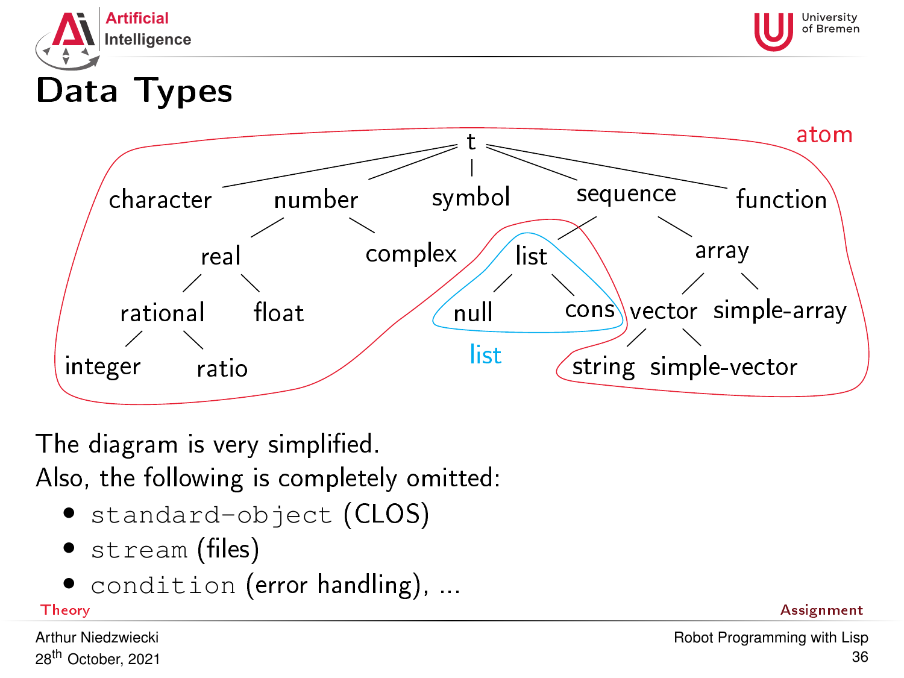# Data Types

t

character, number, symbol, sequence, function

number: real, complex

real: rational, float

rational: integer, ratio

sequence: list, array

list: null, cons

array: vector, simple-array

vector: string, simple-vector

atom

list

The diagram is very simplified.
Also, the following is completely omitted:

- `standard-object` (CLOS)
- `stream` (files)
- `condition` (error handling), ...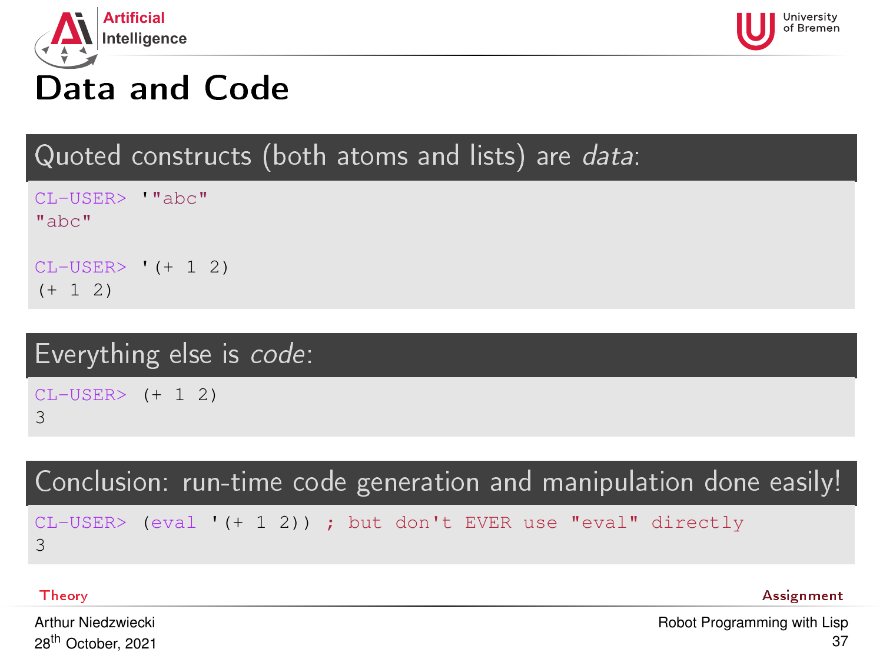# Data and Code

## Quoted constructs (both atoms and lists) are *data*:

```
CL-USER> '"abc"
"abc"

CL-USER> '(+ 1 2)
(+ 1 2)
```

## Everything else is *code*:

```
CL-USER> (+ 1 2)
3
```

## Conclusion: run-time code generation and manipulation done easily!

```
CL-USER> (eval '(+ 1 2)) ; but don't EVER use "eval" directly
3
```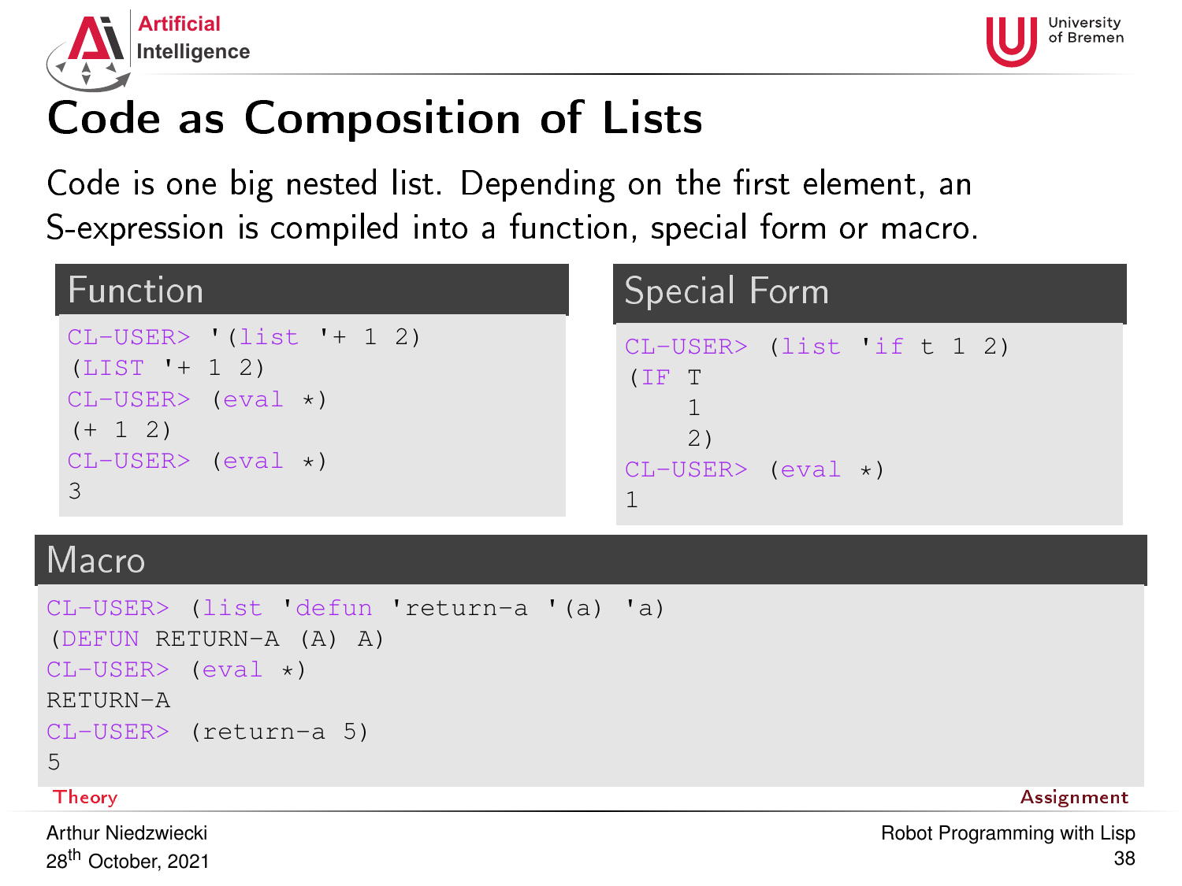# Code as Composition of Lists

Code is one big nested list. Depending on the first element, an S-expression is compiled into a function, special form or macro.

## Function

```
CL-USER> '(list '+ 1 2)
(LIST '+ 1 2)
CL-USER> (eval *)
(+ 1 2)
CL-USER> (eval *)
3
```

## Special Form

```
CL-USER> (list 'if t 1 2)
(IF T
    1
    2)
CL-USER> (eval *)
1
```

## Macro

```
CL-USER> (list 'defun 'return-a '(a) 'a)
(DEFUN RETURN-A (A) A)
CL-USER> (eval *)
RETURN-A
CL-USER> (return-a 5)
5
```

Theory | Assignment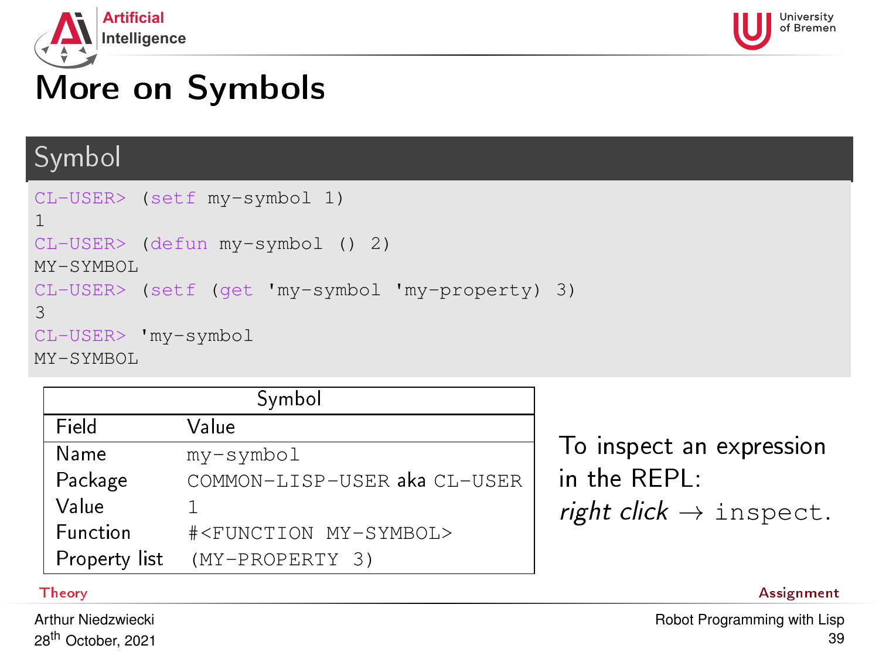# More on Symbols

## Symbol

```
CL-USER> (setf my-symbol 1)
1
CL-USER> (defun my-symbol () 2)
MY-SYMBOL
CL-USER> (setf (get 'my-symbol 'my-property) 3)
3
CL-USER> 'my-symbol
MY-SYMBOL
```

| Symbol | |
|---|---|
| Field | Value |
| Name | `my-symbol` |
| Package | `COMMON-LISP-USER` aka `CL-USER` |
| Value | `1` |
| Function | `#<FUNCTION MY-SYMBOL>` |
| Property list | `(MY-PROPERTY 3)` |

To inspect an expression in the REPL: *right click* → `inspect`.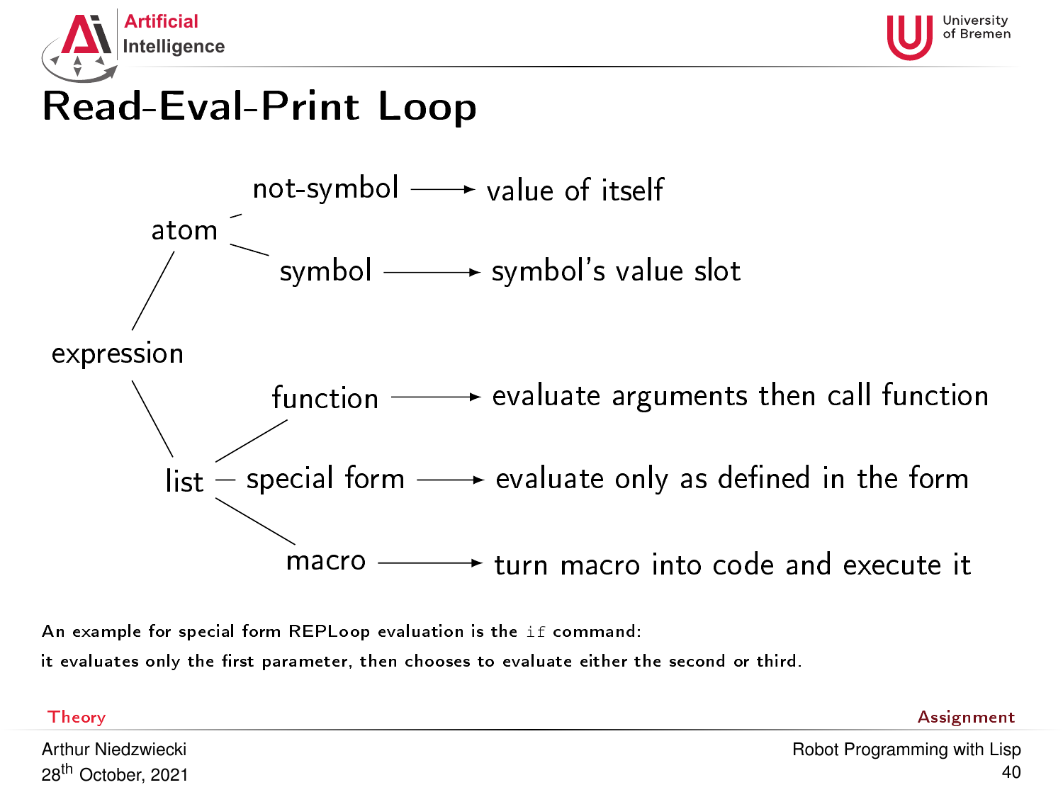# Read-Eval-Print Loop

- expression
  - atom
    - not-symbol → value of itself
    - symbol → symbol's value slot
  - list
    - function → evaluate arguments then call function
    - special form → evaluate only as defined in the form
    - macro → turn macro into code and execute it

An example for special form REPLoop evaluation is the `if` command:
it evaluates only the first parameter, then chooses to evaluate either the second or third.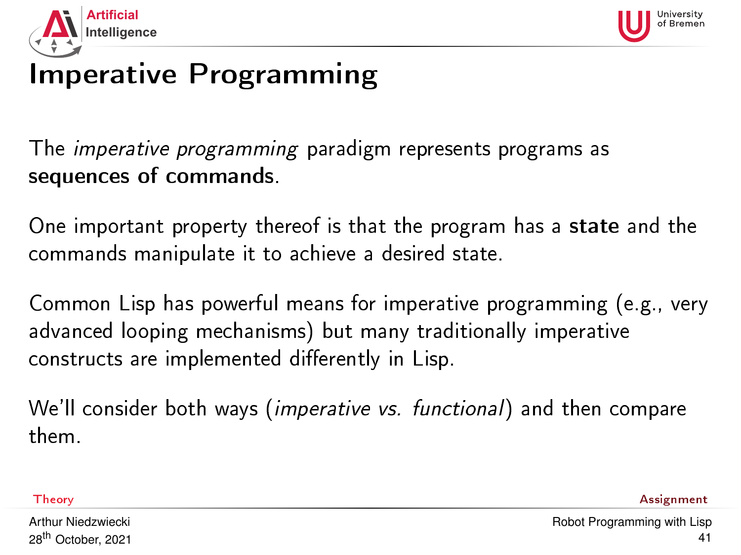# Imperative Programming

The *imperative programming* paradigm represents programs as **sequences of commands**.

One important property thereof is that the program has a **state** and the commands manipulate it to achieve a desired state.

Common Lisp has powerful means for imperative programming (e.g., very advanced looping mechanisms) but many traditionally imperative constructs are implemented differently in Lisp.

We'll consider both ways (*imperative vs. functional*) and then compare them.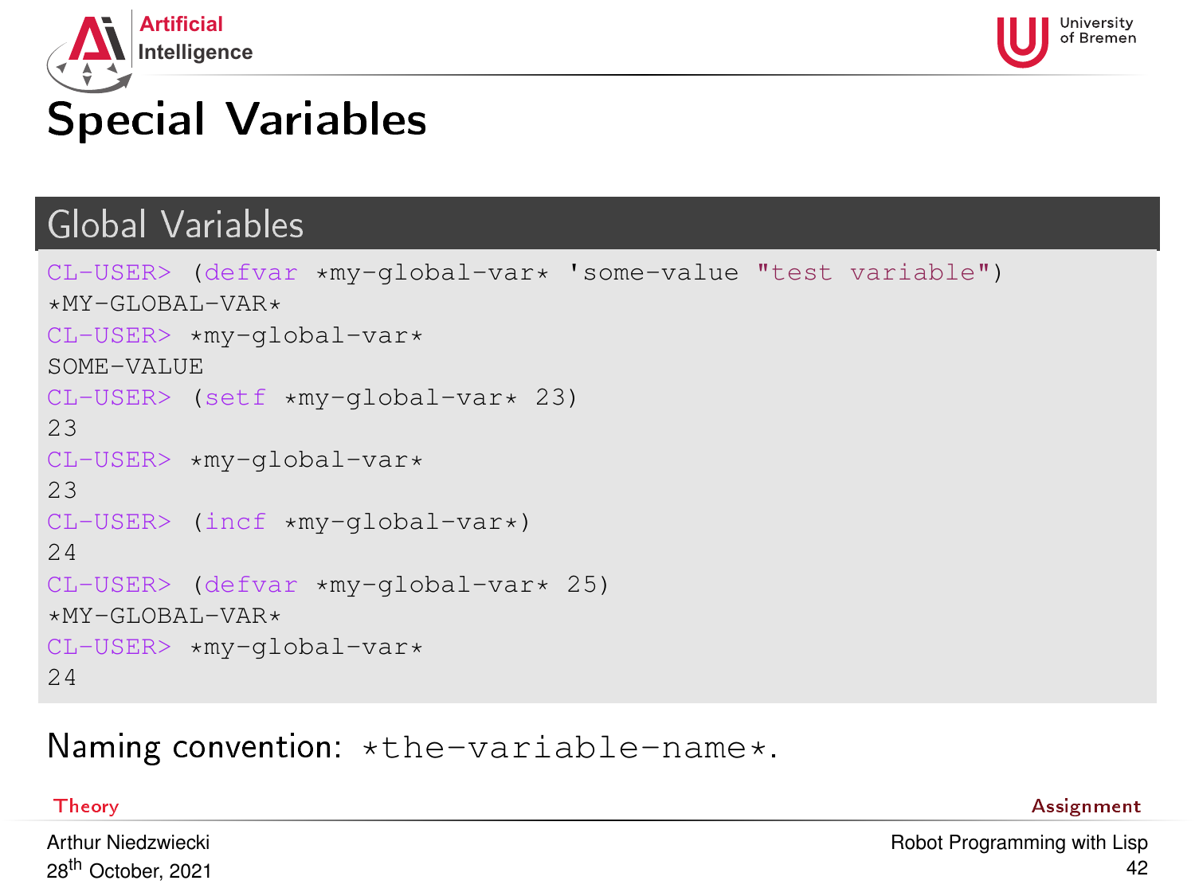# Special Variables

## Global Variables

```
CL-USER> (defvar *my-global-var* 'some-value "test variable")
*MY-GLOBAL-VAR*
CL-USER> *my-global-var*
SOME-VALUE
CL-USER> (setf *my-global-var* 23)
23
CL-USER> *my-global-var*
23
CL-USER> (incf *my-global-var*)
24
CL-USER> (defvar *my-global-var* 25)
*MY-GLOBAL-VAR*
CL-USER> *my-global-var*
24
```

Naming convention: `*the-variable-name*`.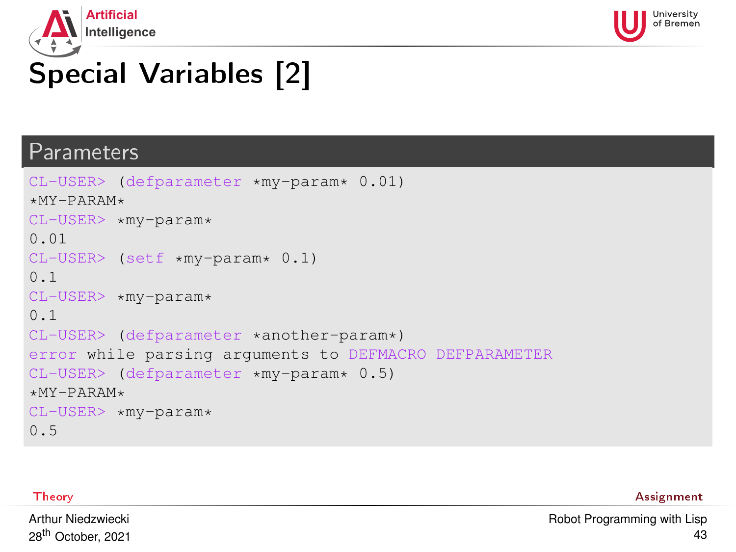# Special Variables [2]

## Parameters

```
CL-USER> (defparameter *my-param* 0.01)
*MY-PARAM*
CL-USER> *my-param*
0.01
CL-USER> (setf *my-param* 0.1)
0.1
CL-USER> *my-param*
0.1
CL-USER> (defparameter *another-param*)
error while parsing arguments to DEFMACRO DEFPARAMETER
CL-USER> (defparameter *my-param* 0.5)
*MY-PARAM*
CL-USER> *my-param*
0.5
```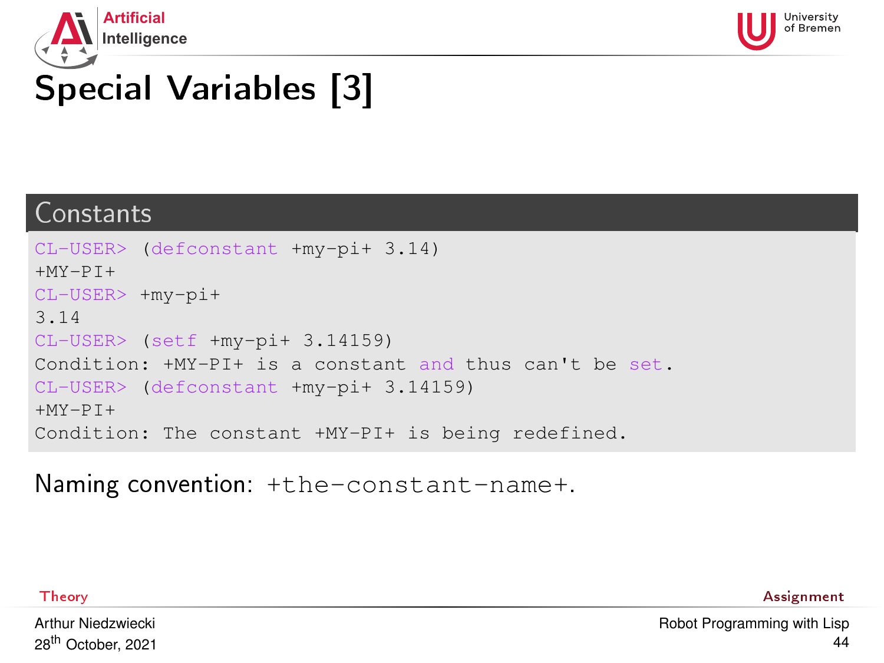# Special Variables [3]

## Constants

```
CL-USER> (defconstant +my-pi+ 3.14)
+MY-PI+
CL-USER> +my-pi+
3.14
CL-USER> (setf +my-pi+ 3.14159)
Condition: +MY-PI+ is a constant and thus can't be set.
CL-USER> (defconstant +my-pi+ 3.14159)
+MY-PI+
Condition: The constant +MY-PI+ is being redefined.
```

Naming convention: `+the-constant-name+`.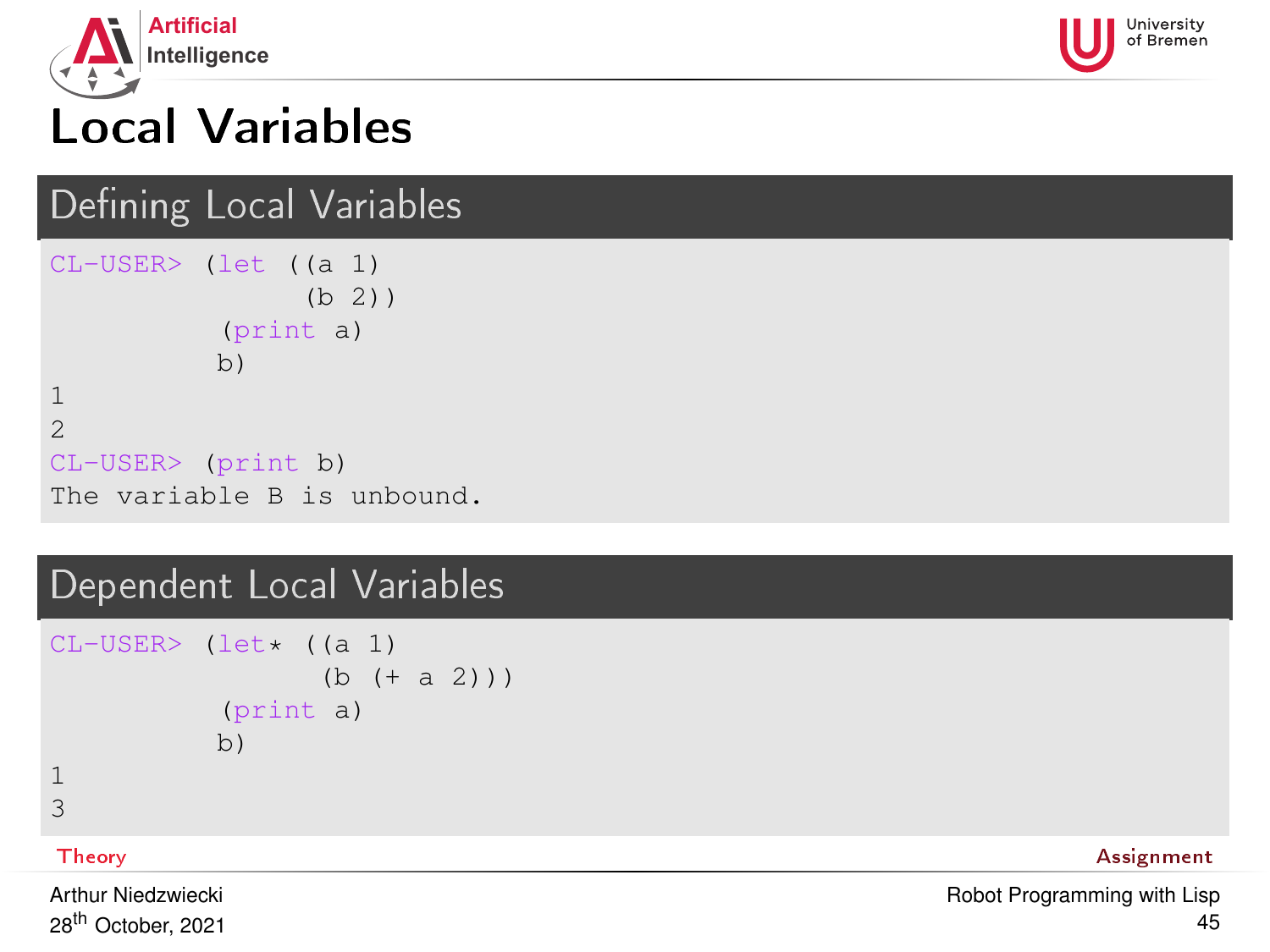# Local Variables

## Defining Local Variables

```
CL-USER> (let ((a 1)
               (b 2))
           (print a)
           b)
1
2
CL-USER> (print b)
The variable B is unbound.
```

## Dependent Local Variables

```
CL-USER> (let* ((a 1)
                (b (+ a 2)))
           (print a)
           b)
1
3
```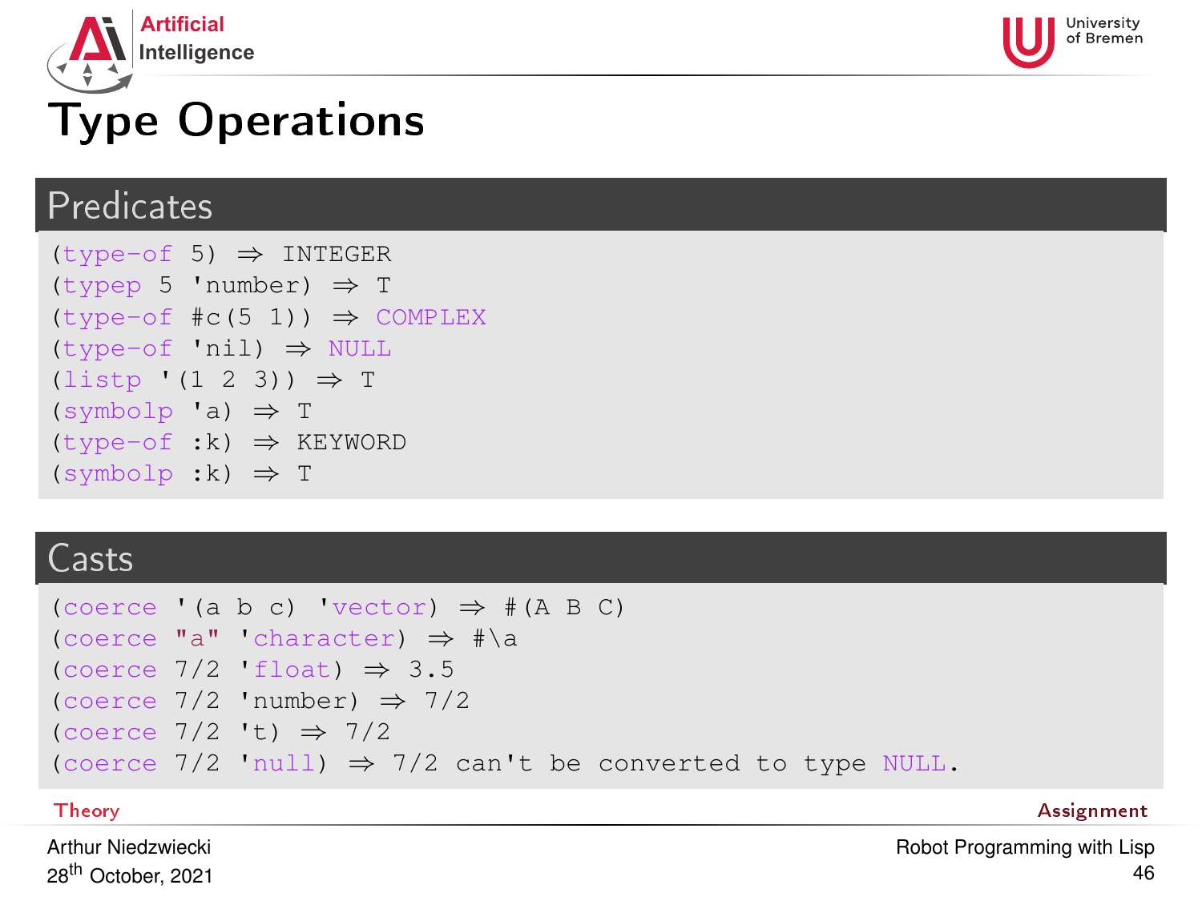# Type Operations

## Predicates

```
(type-of 5) ⇒ INTEGER
(typep 5 'number) ⇒ T
(type-of #c(5 1)) ⇒ COMPLEX
(type-of 'nil) ⇒ NULL
(listp '(1 2 3)) ⇒ T
(symbolp 'a) ⇒ T
(type-of :k) ⇒ KEYWORD
(symbolp :k) ⇒ T
```

## Casts

```
(coerce '(a b c) 'vector) ⇒ #(A B C)
(coerce "a" 'character) ⇒ #\a
(coerce 7/2 'float) ⇒ 3.5
(coerce 7/2 'number) ⇒ 7/2
(coerce 7/2 't) ⇒ 7/2
(coerce 7/2 'null) ⇒ 7/2 can't be converted to type NULL.
```

Theory | Assignment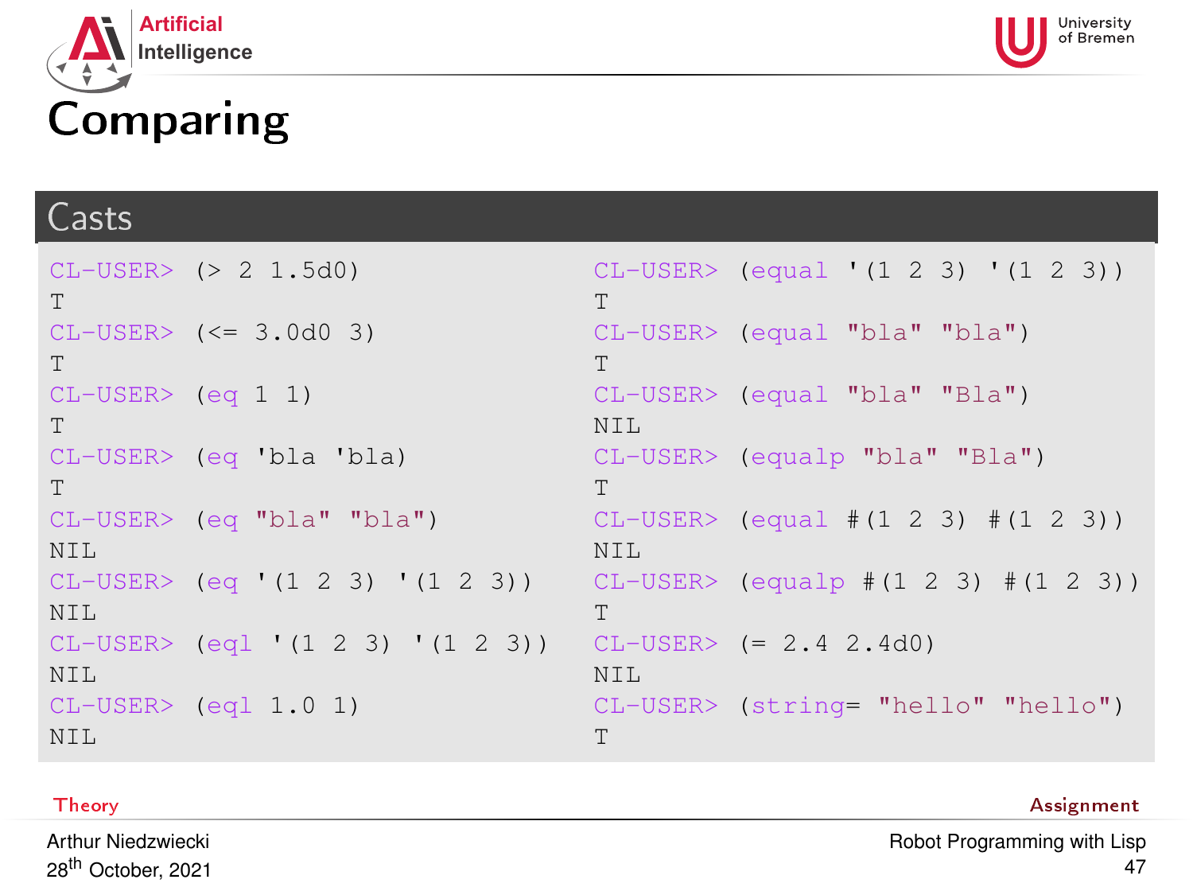# Comparing

## Casts

```
CL-USER> (> 2 1.5d0)
T
CL-USER> (<= 3.0d0 3)
T
CL-USER> (eq 1 1)
T
CL-USER> (eq 'bla 'bla)
T
CL-USER> (eq "bla" "bla")
NIL
CL-USER> (eq '(1 2 3) '(1 2 3))
NIL
CL-USER> (eql '(1 2 3) '(1 2 3))
NIL
CL-USER> (eql 1.0 1)
NIL
```

```
CL-USER> (equal '(1 2 3) '(1 2 3))
T
CL-USER> (equal "bla" "bla")
T
CL-USER> (equal "bla" "Bla")
NIL
CL-USER> (equalp "bla" "Bla")
T
CL-USER> (equal #(1 2 3) #(1 2 3))
NIL
CL-USER> (equalp #(1 2 3) #(1 2 3))
T
CL-USER> (= 2.4 2.4d0)
NIL
CL-USER> (string= "hello" "hello")
T
```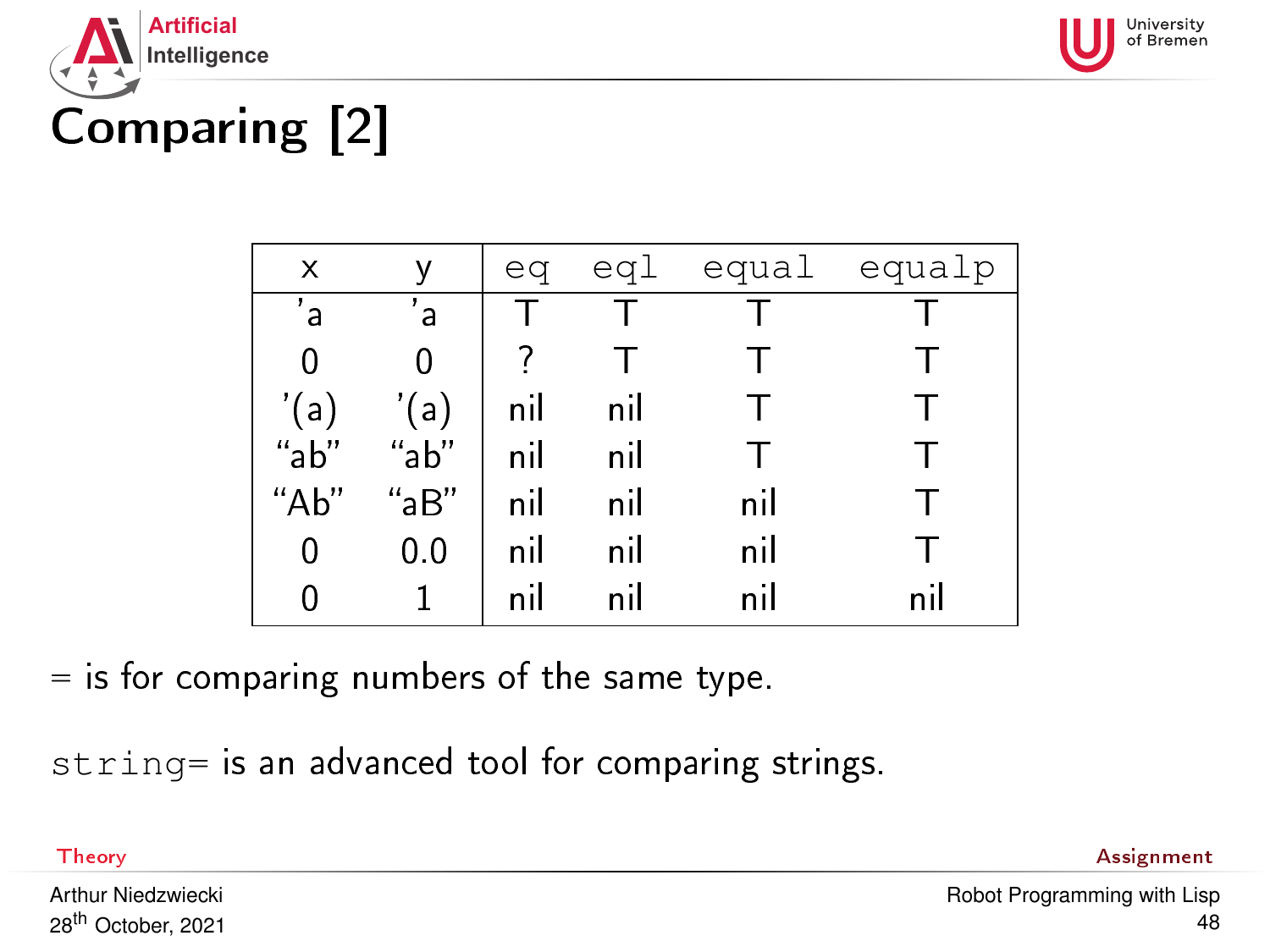# Comparing [2]

| x | y | `eq` | `eql` | `equal` | `equalp` |
|---|---|---|---|---|---|
| 'a | 'a | T | T | T | T |
| 0 | 0 | ? | T | T | T |
| '(a) | '(a) | nil | nil | T | T |
| "ab" | "ab" | nil | nil | T | T |
| "Ab" | "aB" | nil | nil | nil | T |
| 0 | 0.0 | nil | nil | nil | T |
| 0 | 1 | nil | nil | nil | nil |

= is for comparing numbers of the same type.

`string=` is an advanced tool for comparing strings.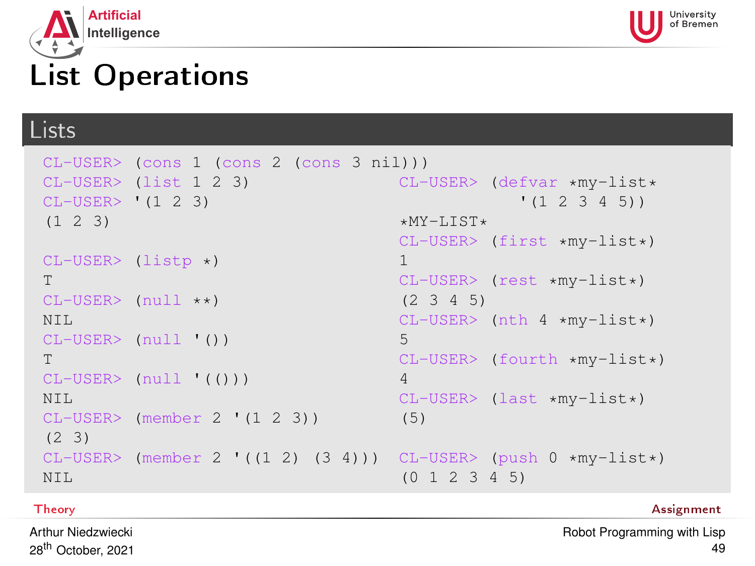# List Operations

## Lists

```
CL-USER> (cons 1 (cons 2 (cons 3 nil)))
CL-USER> (list 1 2 3)
CL-USER> '(1 2 3)
(1 2 3)

CL-USER> (listp *)
T
CL-USER> (null **)
NIL
CL-USER> (null '())
T
CL-USER> (null '(()))
NIL
CL-USER> (member 2 '(1 2 3))
(2 3)
CL-USER> (member 2 '((1 2) (3 4)))
NIL
```

```
CL-USER> (defvar *my-list*
                 '(1 2 3 4 5))
*MY-LIST*
CL-USER> (first *my-list*)
1
CL-USER> (rest *my-list*)
(2 3 4 5)
CL-USER> (nth 4 *my-list*)
5
CL-USER> (fourth *my-list*)
4
CL-USER> (last *my-list*)
(5)

CL-USER> (push 0 *my-list*)
(0 1 2 3 4 5)
```

Theory

Assignment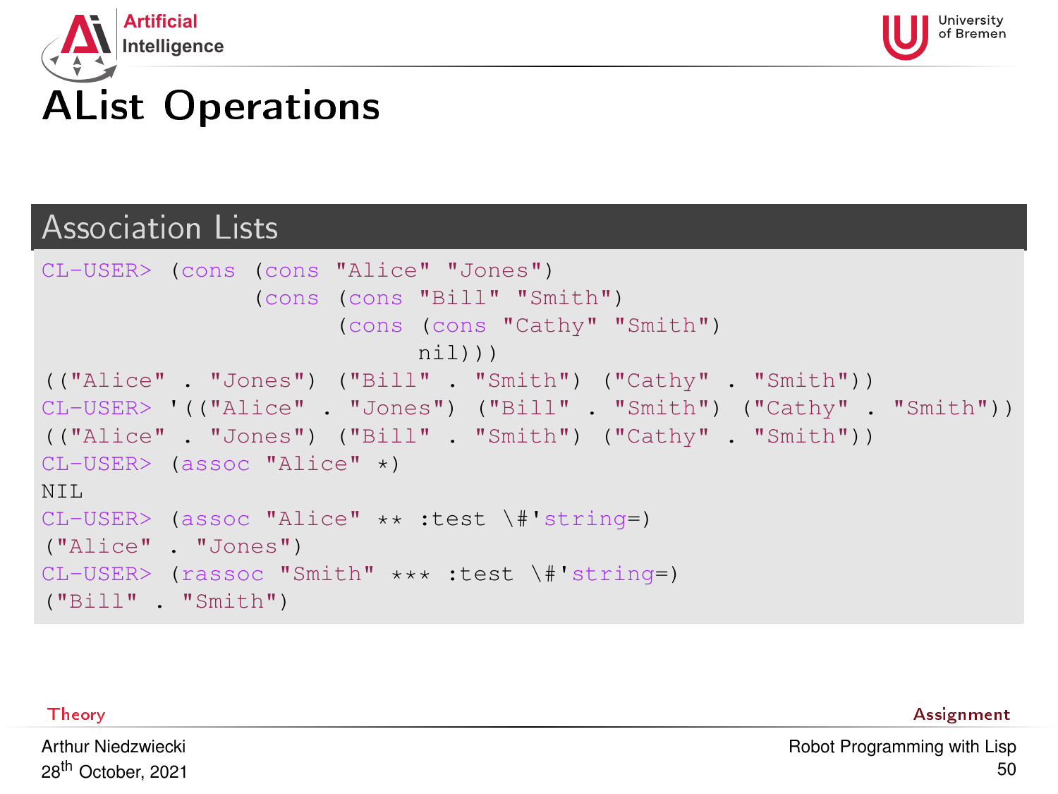# AList Operations

## Association Lists

```
CL-USER> (cons (cons "Alice" "Jones")
               (cons (cons "Bill" "Smith")
                     (cons (cons "Cathy" "Smith")
                           nil)))
(("Alice" . "Jones") ("Bill" . "Smith") ("Cathy" . "Smith"))
CL-USER> '(("Alice" . "Jones") ("Bill" . "Smith") ("Cathy" . "Smith"))
(("Alice" . "Jones") ("Bill" . "Smith") ("Cathy" . "Smith"))
CL-USER> (assoc "Alice" *)
NIL
CL-USER> (assoc "Alice" ** :test \#'string=)
("Alice" . "Jones")
CL-USER> (rassoc "Smith" *** :test \#'string=)
("Bill" . "Smith")
```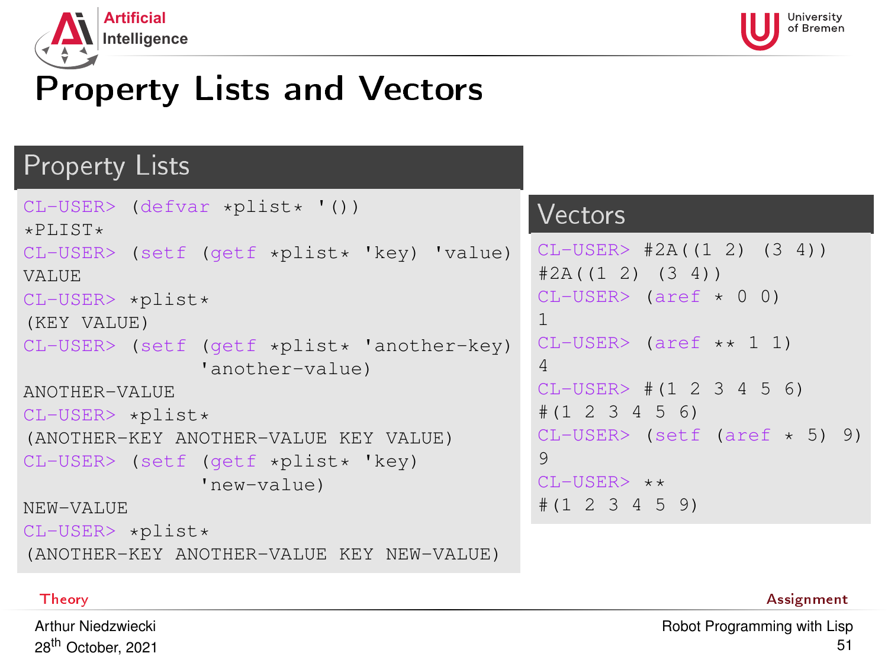# Property Lists and Vectors

## Property Lists

```
CL-USER> (defvar *plist* '())
*PLIST*
CL-USER> (setf (getf *plist* 'key) 'value)
VALUE
CL-USER> *plist*
(KEY VALUE)
CL-USER> (setf (getf *plist* 'another-key)
               'another-value)
ANOTHER-VALUE
CL-USER> *plist*
(ANOTHER-KEY ANOTHER-VALUE KEY VALUE)
CL-USER> (setf (getf *plist* 'key)
               'new-value)
NEW-VALUE
CL-USER> *plist*
(ANOTHER-KEY ANOTHER-VALUE KEY NEW-VALUE)
```

## Vectors

```
CL-USER> #2A((1 2) (3 4))
#2A((1 2) (3 4))
CL-USER> (aref * 0 0)
1
CL-USER> (aref ** 1 1)
4
CL-USER> #(1 2 3 4 5 6)
#(1 2 3 4 5 6)
CL-USER> (setf (aref * 5) 9)
9
CL-USER> **
#(1 2 3 4 5 9)
```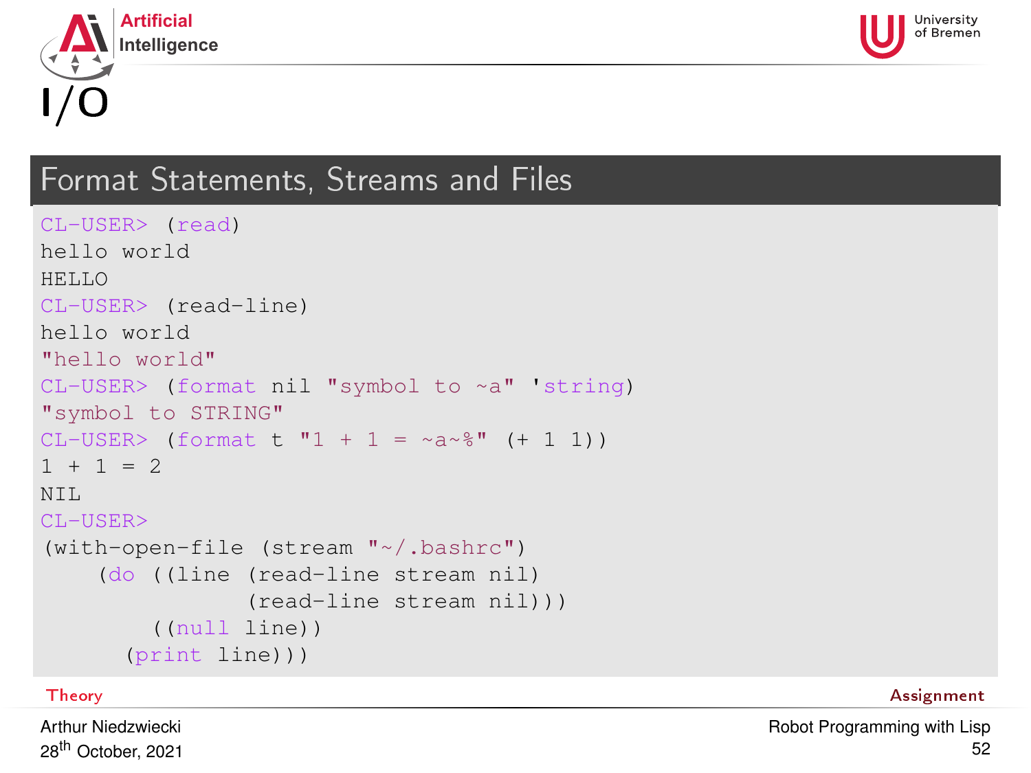# I/O

## Format Statements, Streams and Files

```
CL-USER> (read)
hello world
HELLO
CL-USER> (read-line)
hello world
"hello world"
CL-USER> (format nil "symbol to ~a" 'string)
"symbol to STRING"
CL-USER> (format t "1 + 1 = ~a~%" (+ 1 1))
1 + 1 = 2
NIL
CL-USER>
(with-open-file (stream "~/.bashrc")
    (do ((line (read-line stream nil)
               (read-line stream nil)))
        ((null line))
      (print line)))
```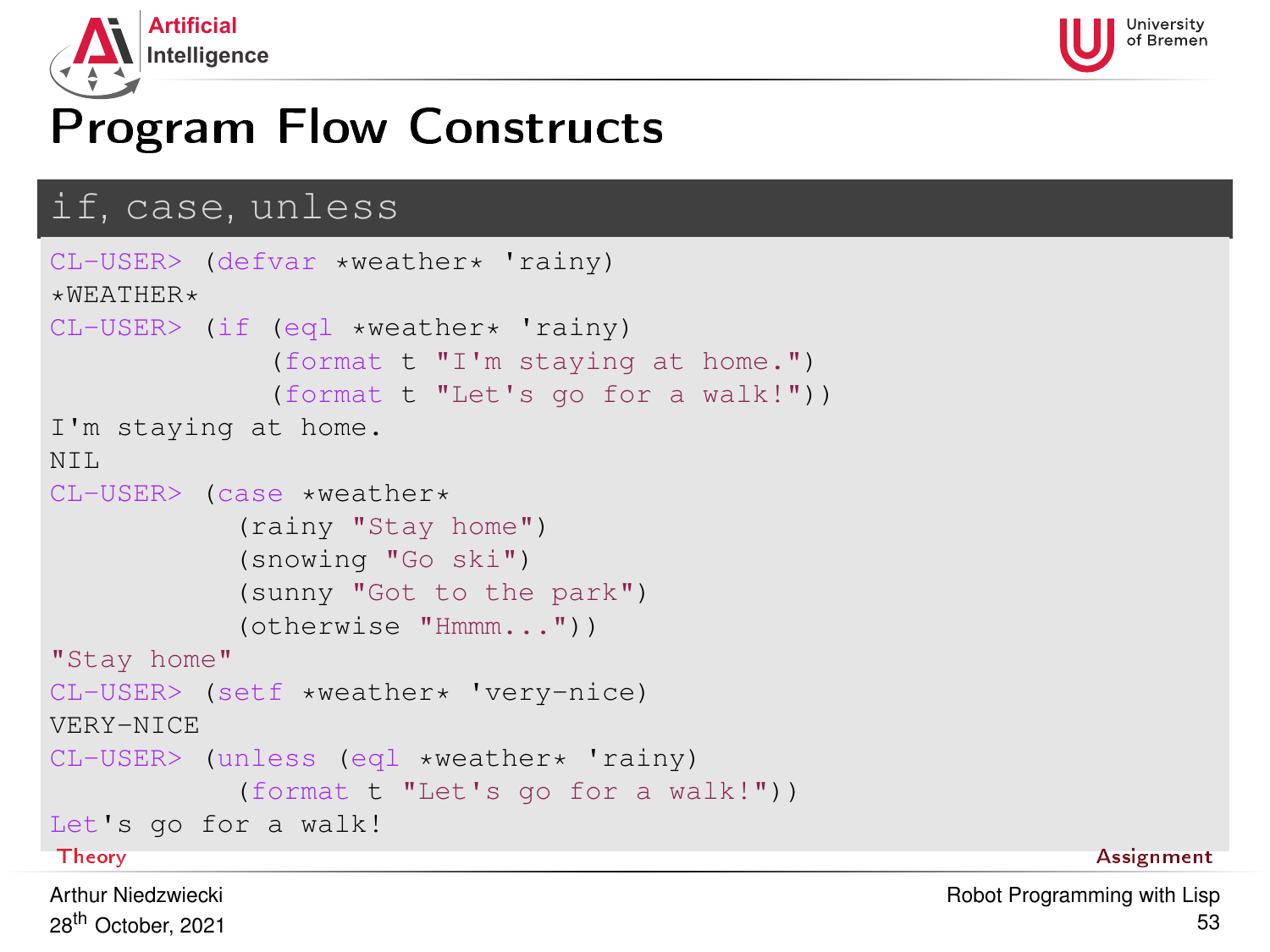# Program Flow Constructs

## if, case, unless

```
CL-USER> (defvar *weather* 'rainy)
*WEATHER*
CL-USER> (if (eql *weather* 'rainy)
             (format t "I'm staying at home.")
             (format t "Let's go for a walk!"))
I'm staying at home.
NIL
CL-USER> (case *weather*
           (rainy "Stay home")
           (snowing "Go ski")
           (sunny "Got to the park")
           (otherwise "Hmmm..."))
"Stay home"
CL-USER> (setf *weather* 'very-nice)
VERY-NICE
CL-USER> (unless (eql *weather* 'rainy)
           (format t "Let's go for a walk!"))
Let's go for a walk!
```

Theory — Assignment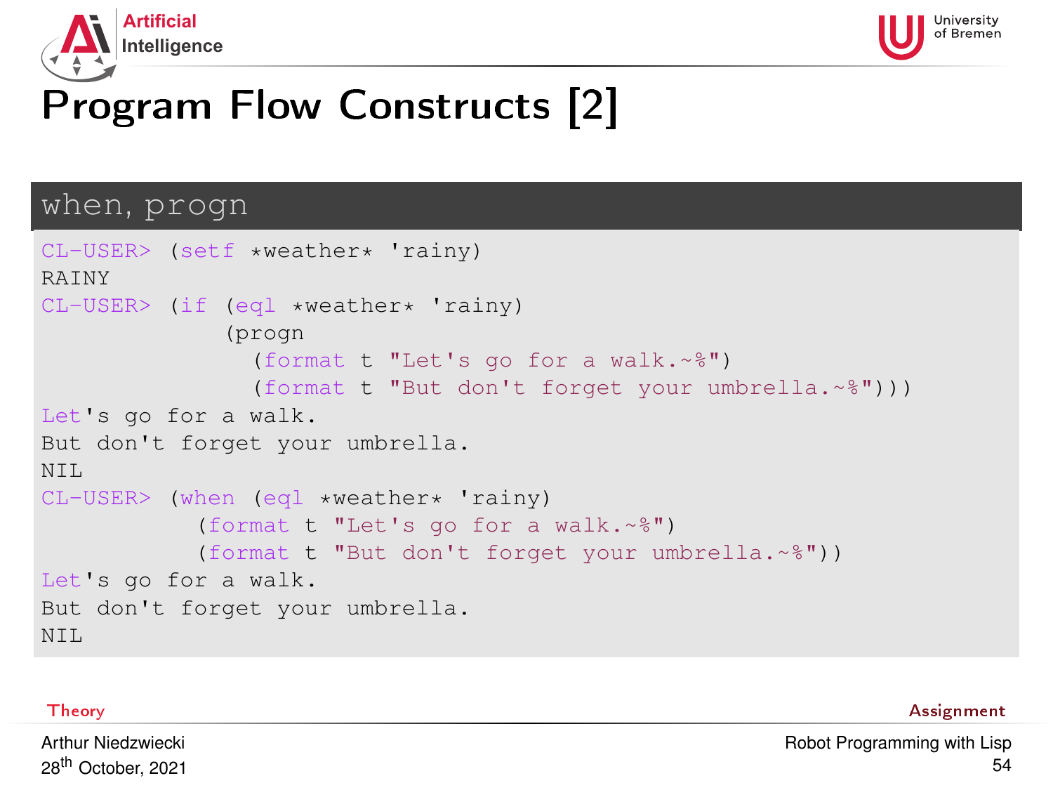# Program Flow Constructs [2]

## when, progn

```
CL-USER> (setf *weather* 'rainy)
RAINY
CL-USER> (if (eql *weather* 'rainy)
             (progn
               (format t "Let's go for a walk.~%")
               (format t "But don't forget your umbrella.~%")))
Let's go for a walk.
But don't forget your umbrella.
NIL
CL-USER> (when (eql *weather* 'rainy)
           (format t "Let's go for a walk.~%")
           (format t "But don't forget your umbrella.~%"))
Let's go for a walk.
But don't forget your umbrella.
NIL
```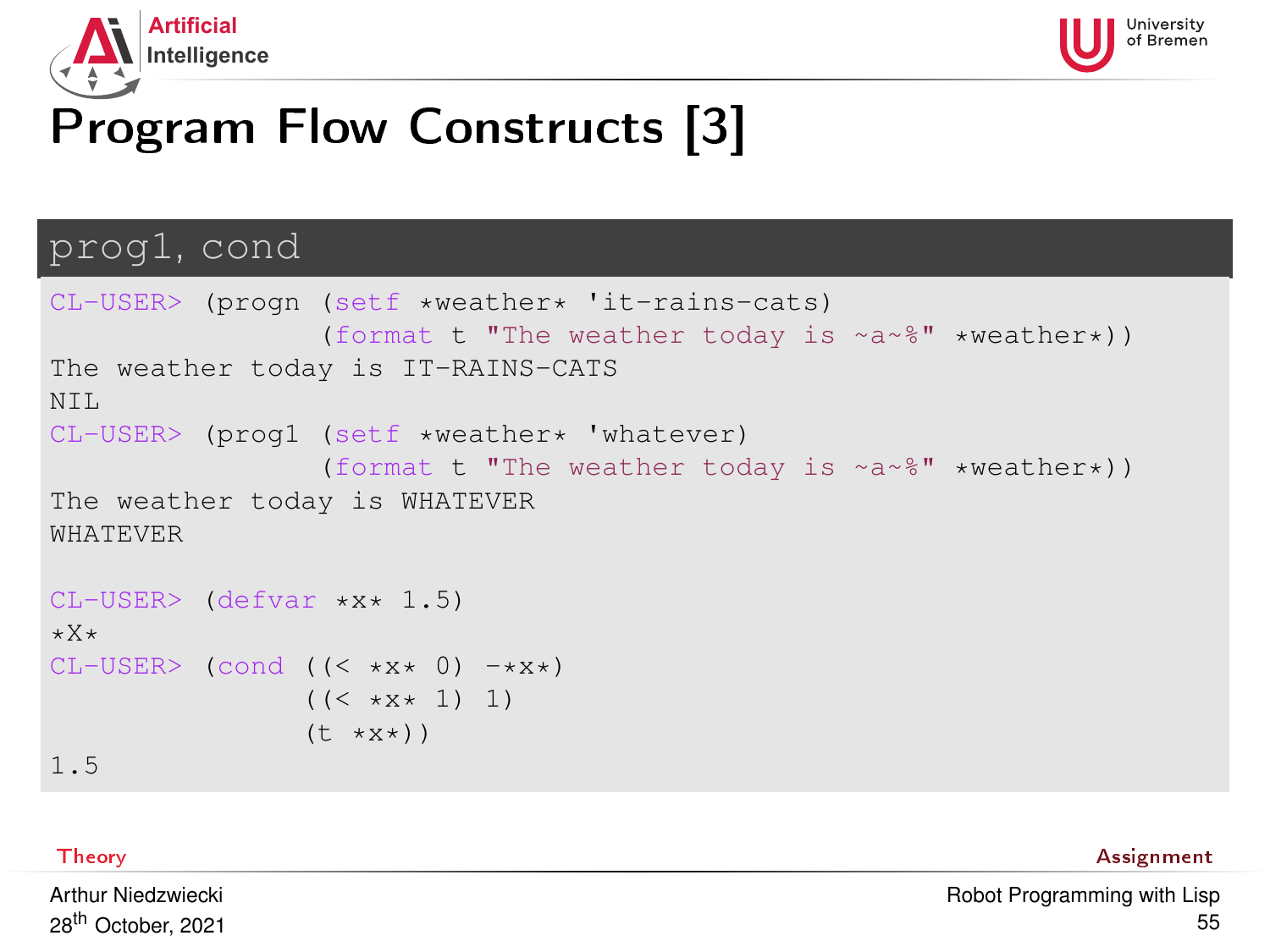# Program Flow Constructs [3]

## prog1, cond

```
CL-USER> (progn (setf *weather* 'it-rains-cats)
                (format t "The weather today is ~a~%" *weather*))
The weather today is IT-RAINS-CATS
NIL
CL-USER> (prog1 (setf *weather* 'whatever)
                (format t "The weather today is ~a~%" *weather*))
The weather today is WHATEVER
WHATEVER

CL-USER> (defvar *x* 1.5)
*X*
CL-USER> (cond ((< *x* 0) -*x*)
               ((< *x* 1) 1)
               (t *x*))
1.5
```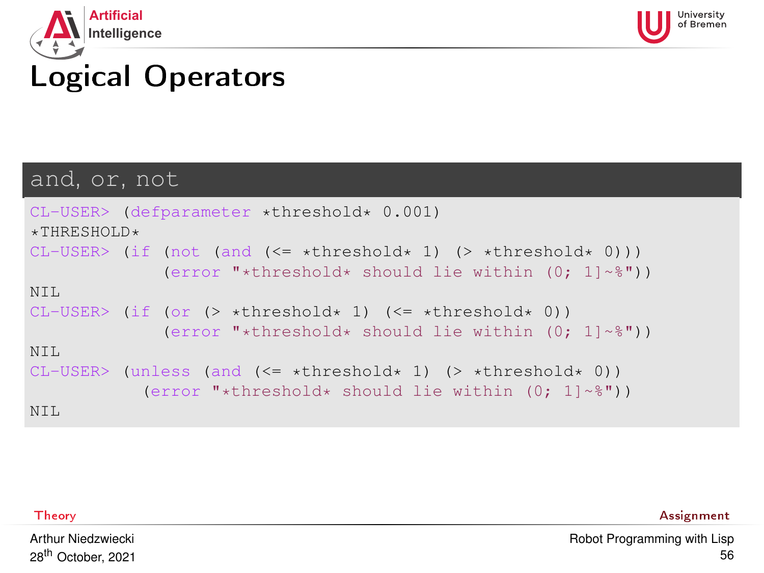# Logical Operators

## and, or, not

```
CL-USER> (defparameter *threshold* 0.001)
*THRESHOLD*
CL-USER> (if (not (and (<= *threshold* 1) (> *threshold* 0)))
             (error "*threshold* should lie within (0; 1]~%"))
NIL
CL-USER> (if (or (> *threshold* 1) (<= *threshold* 0))
             (error "*threshold* should lie within (0; 1]~%"))
NIL
CL-USER> (unless (and (<= *threshold* 1) (> *threshold* 0))
           (error "*threshold* should lie within (0; 1]~%"))
NIL
```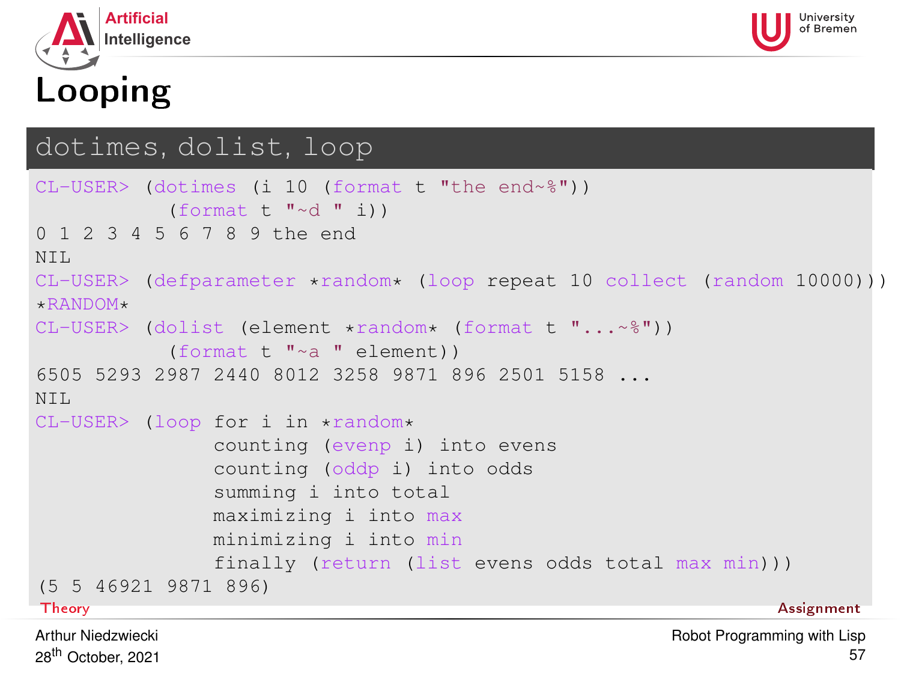# Looping

## dotimes, dolist, loop

```
CL-USER> (dotimes (i 10 (format t "the end~%"))
           (format t "~d " i))
0 1 2 3 4 5 6 7 8 9 the end
NIL
CL-USER> (defparameter *random* (loop repeat 10 collect (random 10000)))
*RANDOM*
CL-USER> (dolist (element *random* (format t "...~%"))
           (format t "~a " element))
6505 5293 2987 2440 8012 3258 9871 896 2501 5158 ...
NIL
CL-USER> (loop for i in *random*
               counting (evenp i) into evens
               counting (oddp i) into odds
               summing i into total
               maximizing i into max
               minimizing i into min
               finally (return (list evens odds total max min)))
(5 5 46921 9871 896)
```

Theory | Assignment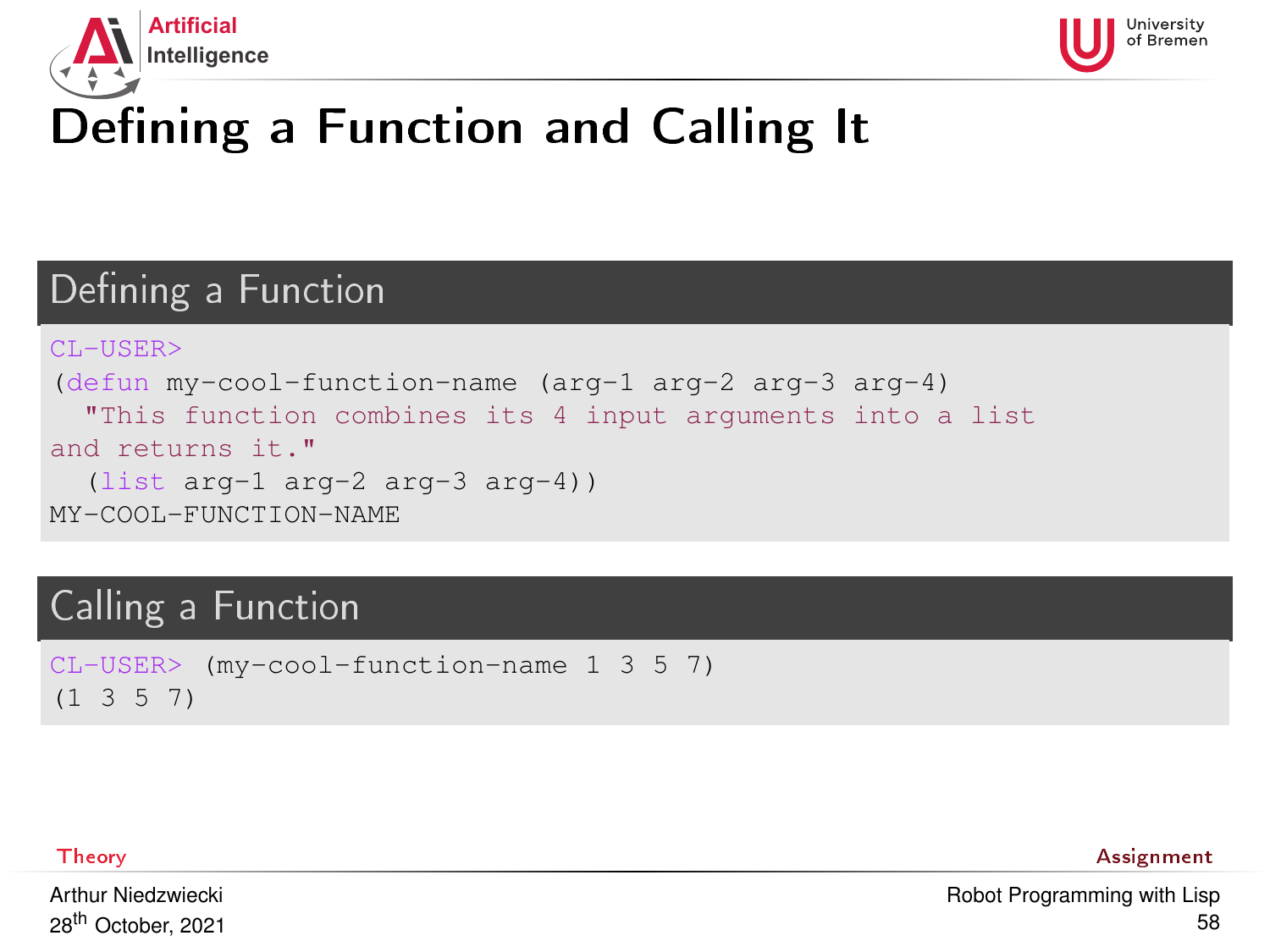# Defining a Function and Calling It

## Defining a Function

```
CL-USER>
(defun my-cool-function-name (arg-1 arg-2 arg-3 arg-4)
  "This function combines its 4 input arguments into a list
and returns it."
  (list arg-1 arg-2 arg-3 arg-4))
MY-COOL-FUNCTION-NAME
```

## Calling a Function

```
CL-USER> (my-cool-function-name 1 3 5 7)
(1 3 5 7)
```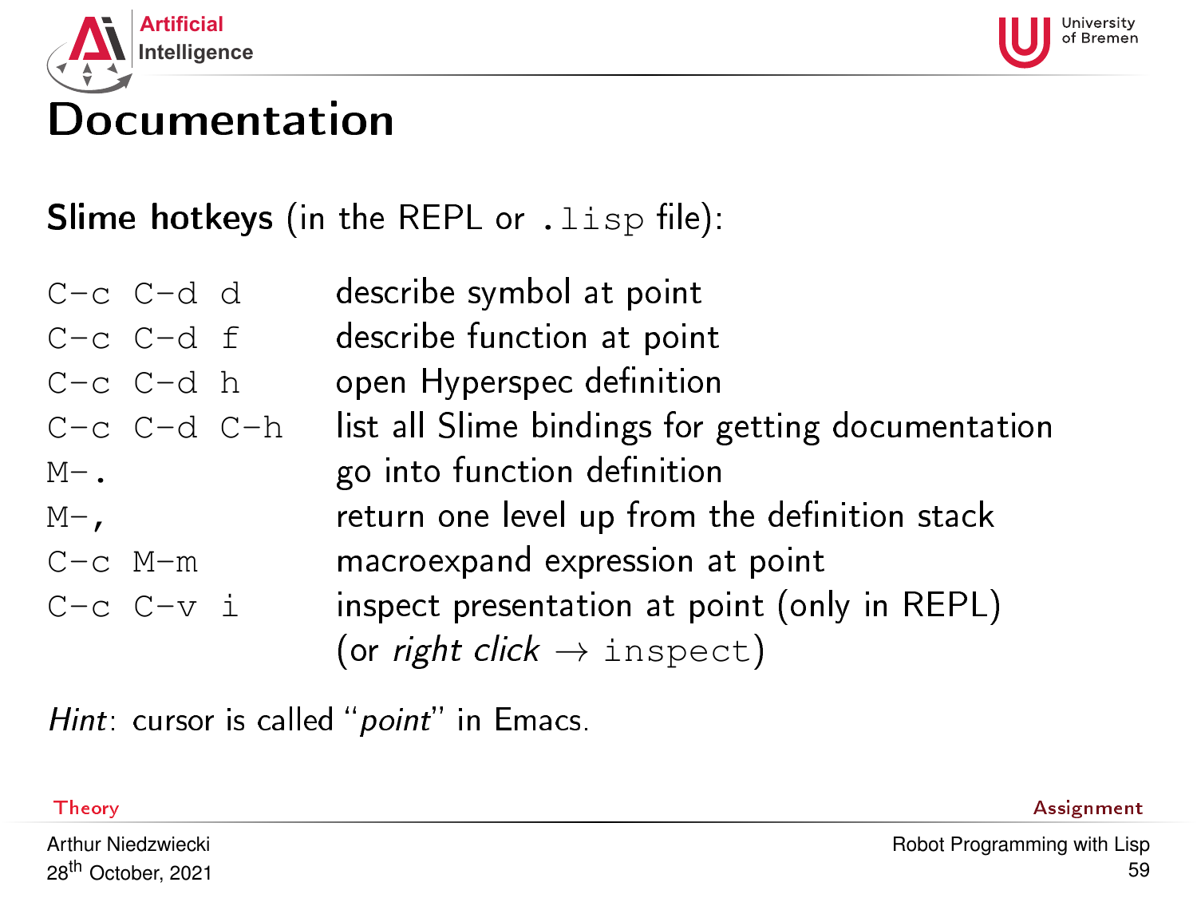# Documentation

**Slime hotkeys** (in the REPL or `.lisp` file):

| | |
|---|---|
| `C-c C-d d` | describe symbol at point |
| `C-c C-d f` | describe function at point |
| `C-c C-d h` | open Hyperspec definition |
| `C-c C-d C-h` | list all Slime bindings for getting documentation |
| `M-.` | go into function definition |
| `M-,` | return one level up from the definition stack |
| `C-c M-m` | macroexpand expression at point |
| `C-c C-v i` | inspect presentation at point (only in REPL) (or *right click* → `inspect`) |

*Hint*: cursor is called "*point*" in Emacs.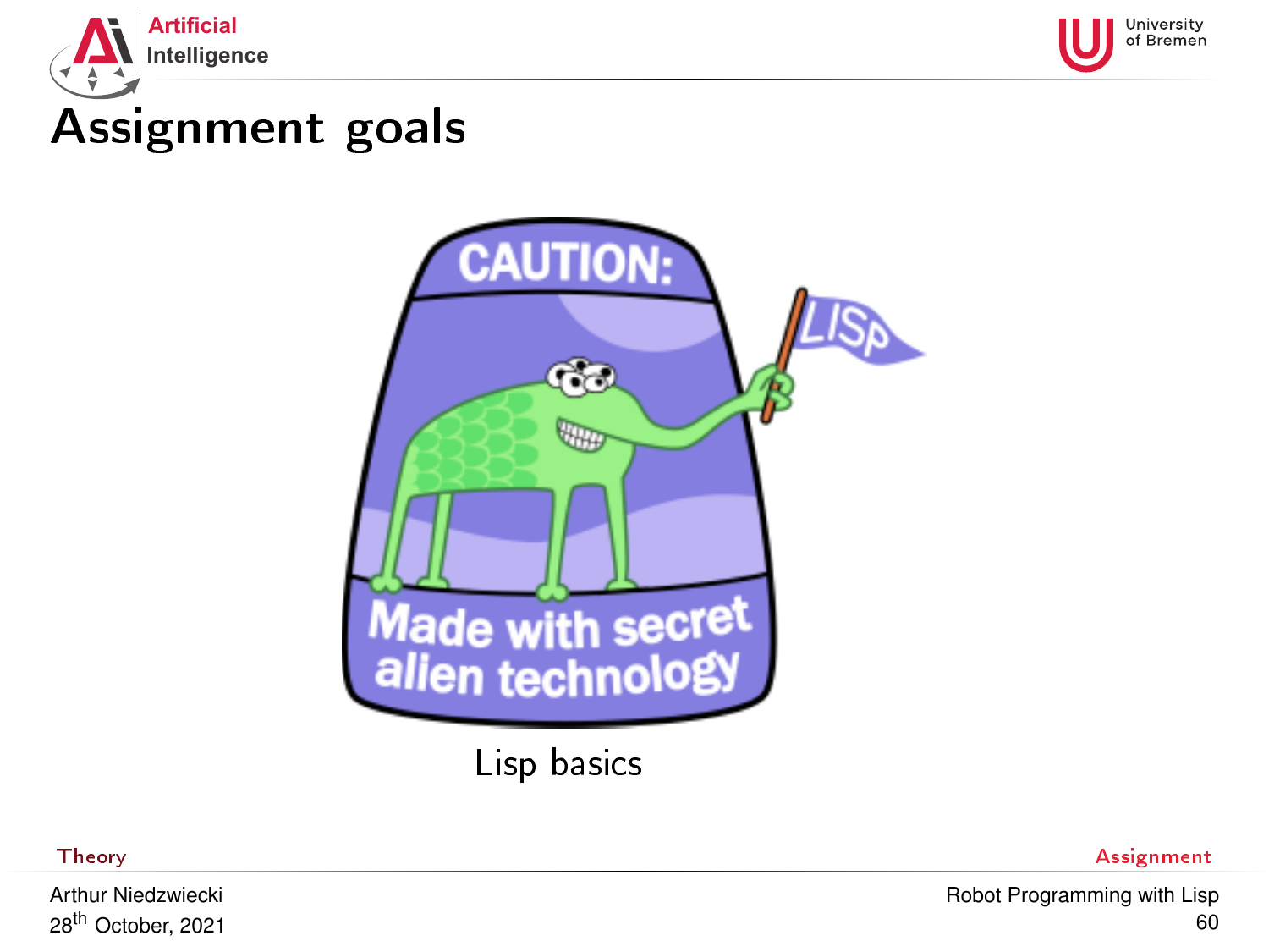# Assignment goals

Lisp basics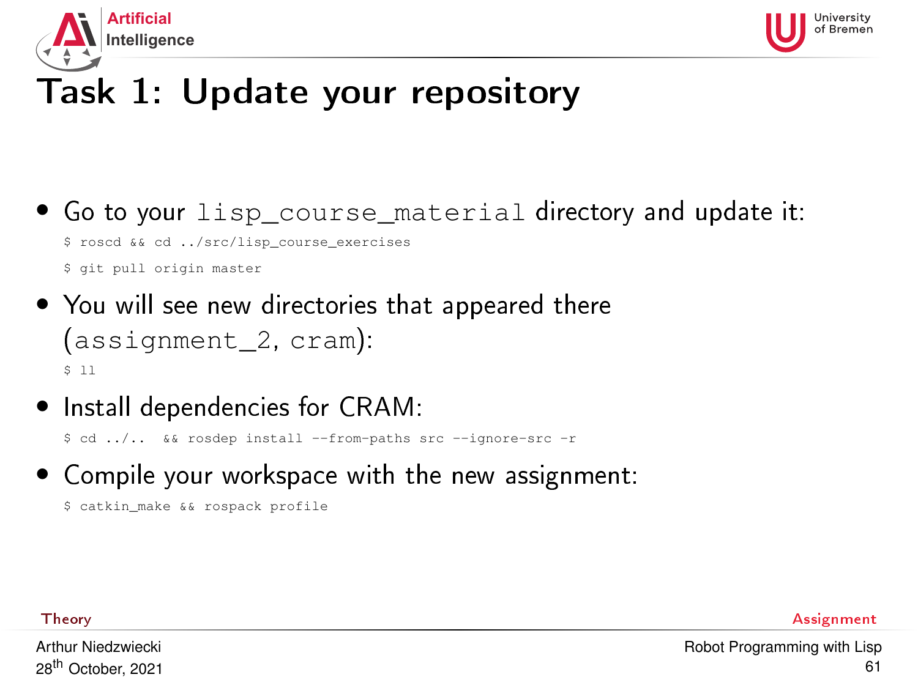# Task 1: Update your repository

- Go to your `lisp_course_material` directory and update it:

```
$ roscd && cd ../src/lisp_course_exercises
$ git pull origin master
```

- You will see new directories that appeared there (`assignment_2`, `cram`):

```
$ ll
```

- Install dependencies for CRAM:

```
$ cd ../..  && rosdep install --from-paths src --ignore-src -r
```

- Compile your workspace with the new assignment:

```
$ catkin_make && rospack profile
```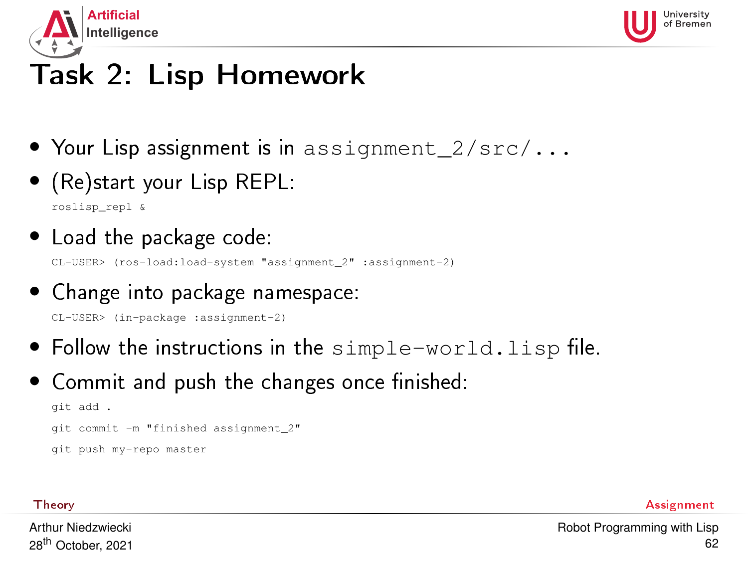# Task 2: Lisp Homework

- Your Lisp assignment is in `assignment_2/src/...`
- (Re)start your Lisp REPL:

```
roslisp_repl &
```

- Load the package code:

```
CL-USER> (ros-load:load-system "assignment_2" :assignment-2)
```

- Change into package namespace:

```
CL-USER> (in-package :assignment-2)
```

- Follow the instructions in the `simple-world.lisp` file.
- Commit and push the changes once finished:

```
git add .
git commit -m "finished assignment_2"
git push my-repo master
```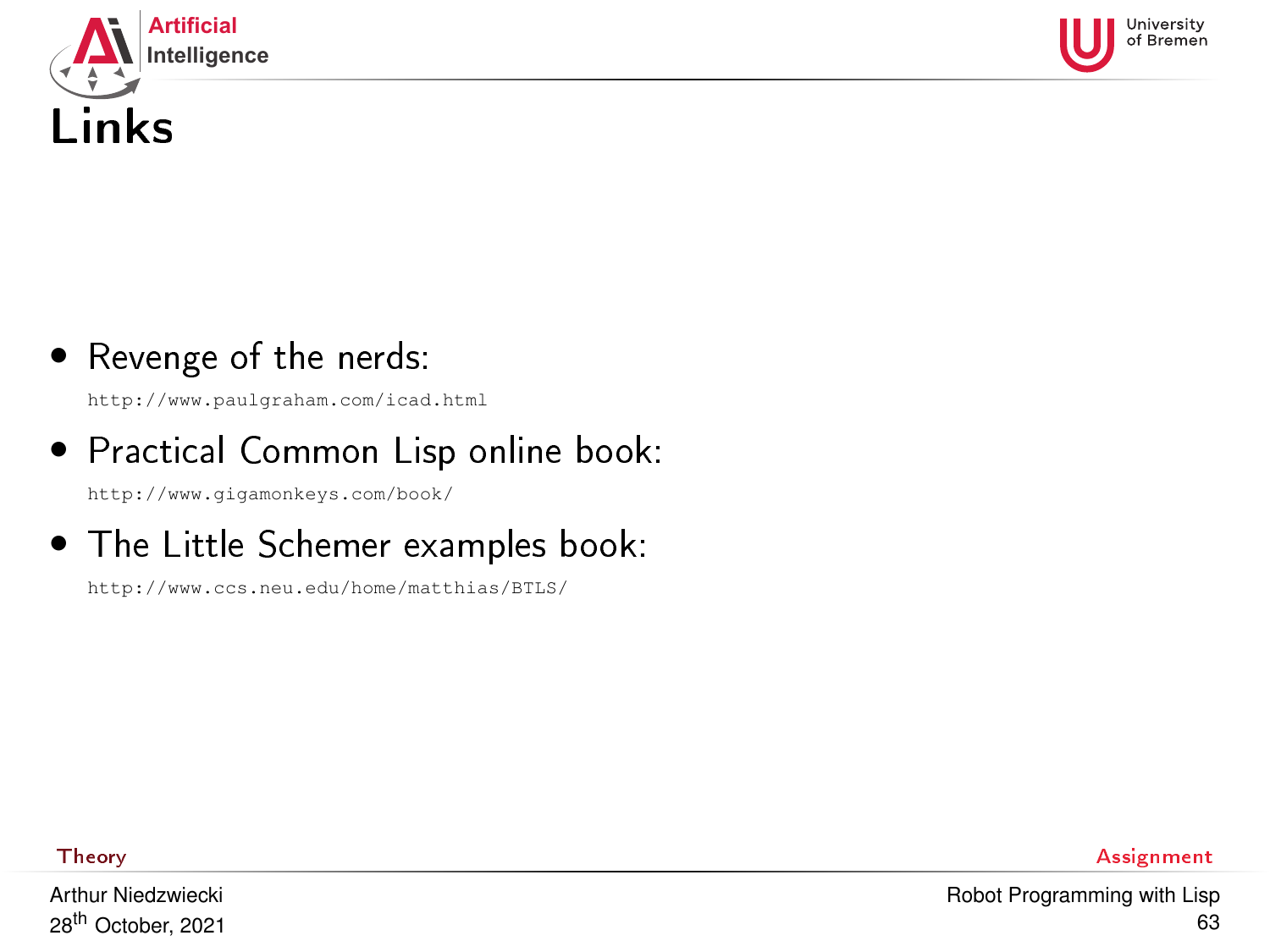# Links

- Revenge of the nerds:
  http://www.paulgraham.com/icad.html
- Practical Common Lisp online book:
  http://www.gigamonkeys.com/book/
- The Little Schemer examples book:
  http://www.ccs.neu.edu/home/matthias/BTLS/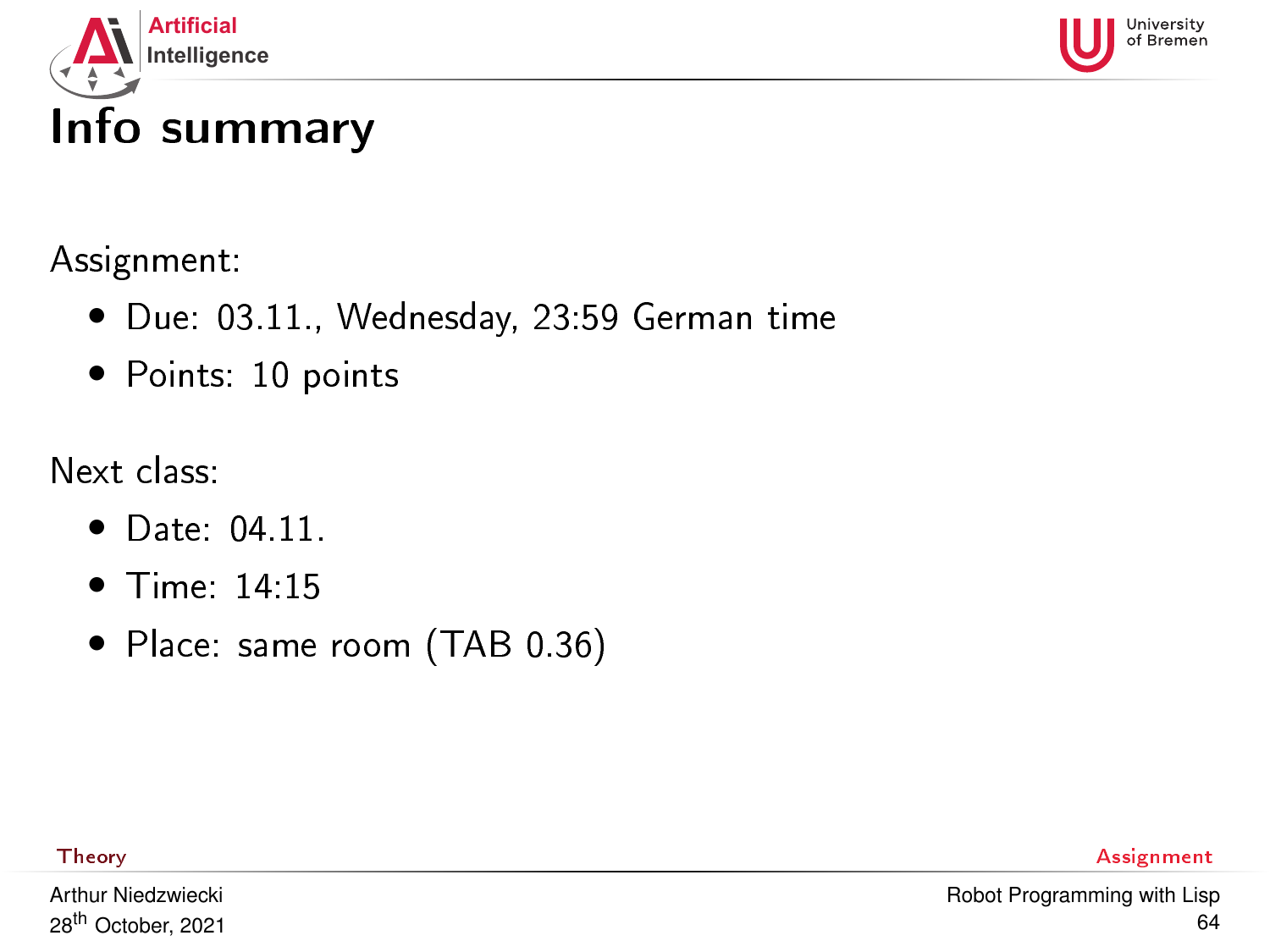# Info summary

Assignment:

- Due: 03.11., Wednesday, 23:59 German time
- Points: 10 points

Next class:

- Date: 04.11.
- Time: 14:15
- Place: same room (TAB 0.36)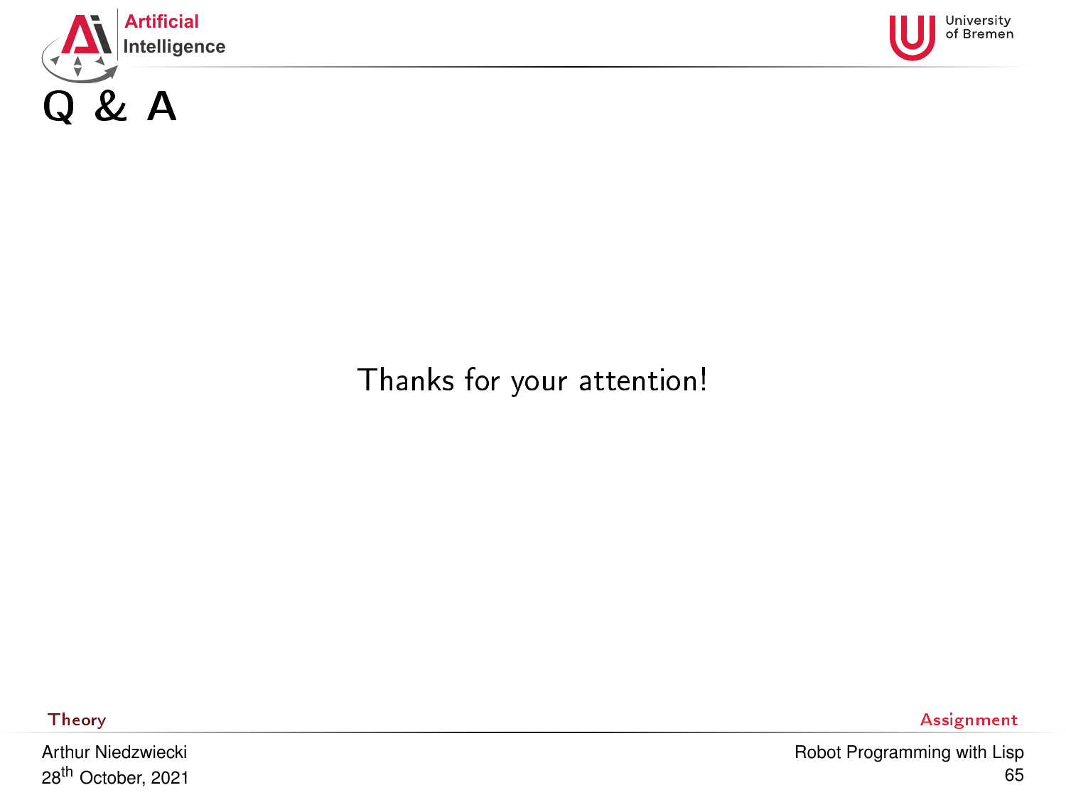# Q & A

Thanks for your attention!